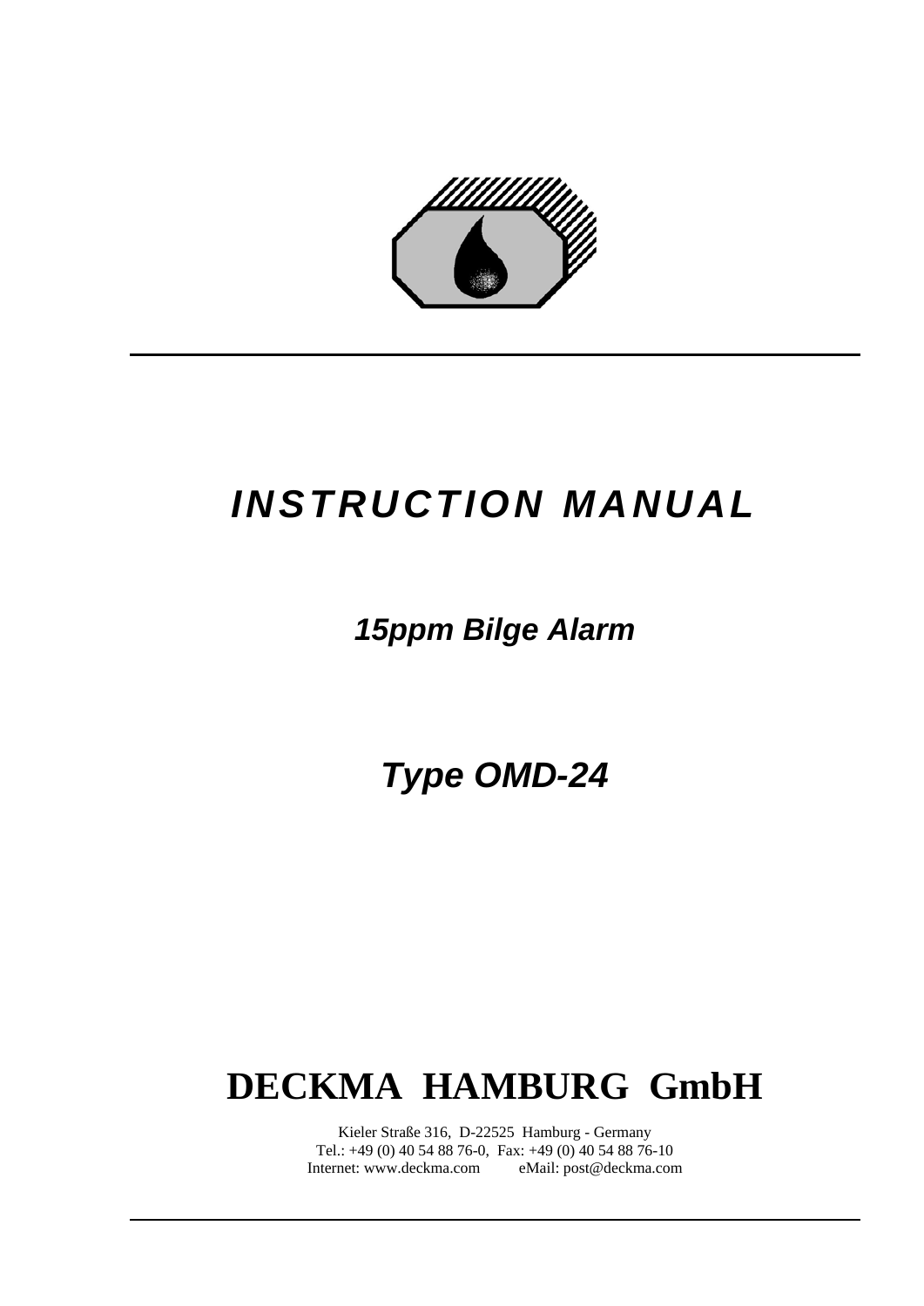# *INSTRUCTION MANUAL*

## *15ppm Bilge Alarm*

## *Type OMD-24*

# DECKMA HAMBURG GmbH

Kieler Straße 316, D-22525 Hamburg - Germany
Tel.: +49 (0) 40 54 88 76-0, Fax: +49 (0) 40 54 88 76-10
Internet: www.deckma.com eMail: post@deckma.com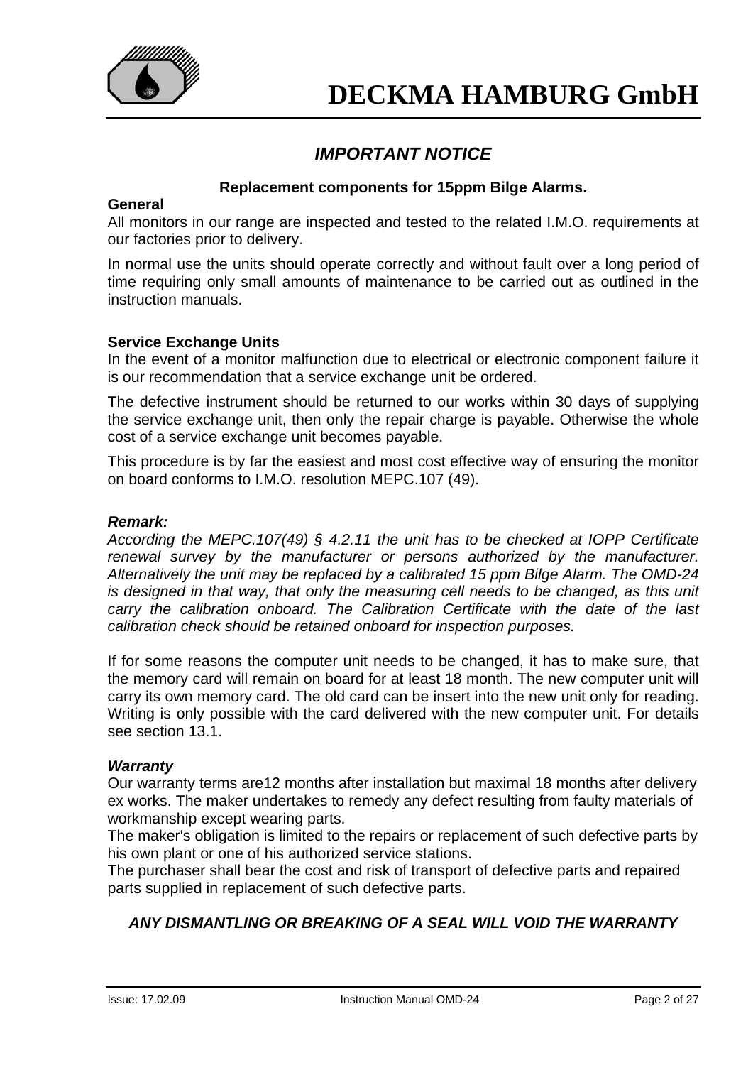# IMPORTANT NOTICE

**Replacement components for 15ppm Bilge Alarms.**

**General**

All monitors in our range are inspected and tested to the related I.M.O. requirements at our factories prior to delivery.

In normal use the units should operate correctly and without fault over a long period of time requiring only small amounts of maintenance to be carried out as outlined in the instruction manuals.

**Service Exchange Units**

In the event of a monitor malfunction due to electrical or electronic component failure it is our recommendation that a service exchange unit be ordered.

The defective instrument should be returned to our works within 30 days of supplying the service exchange unit, then only the repair charge is payable. Otherwise the whole cost of a service exchange unit becomes payable.

This procedure is by far the easiest and most cost effective way of ensuring the monitor on board conforms to I.M.O. resolution MEPC.107 (49).

***Remark:***

*According the MEPC.107(49) § 4.2.11 the unit has to be checked at IOPP Certificate renewal survey by the manufacturer or persons authorized by the manufacturer. Alternatively the unit may be replaced by a calibrated 15 ppm Bilge Alarm. The OMD-24 is designed in that way, that only the measuring cell needs to be changed, as this unit carry the calibration onboard. The Calibration Certificate with the date of the last calibration check should be retained onboard for inspection purposes.*

If for some reasons the computer unit needs to be changed, it has to make sure, that the memory card will remain on board for at least 18 month. The new computer unit will carry its own memory card. The old card can be insert into the new unit only for reading. Writing is only possible with the card delivered with the new computer unit. For details see section 13.1.

***Warranty***

Our warranty terms are12 months after installation but maximal 18 months after delivery ex works. The maker undertakes to remedy any defect resulting from faulty materials of workmanship except wearing parts.

The maker's obligation is limited to the repairs or replacement of such defective parts by his own plant or one of his authorized service stations.

The purchaser shall bear the cost and risk of transport of defective parts and repaired parts supplied in replacement of such defective parts.

***ANY DISMANTLING OR BREAKING OF A SEAL WILL VOID THE WARRANTY***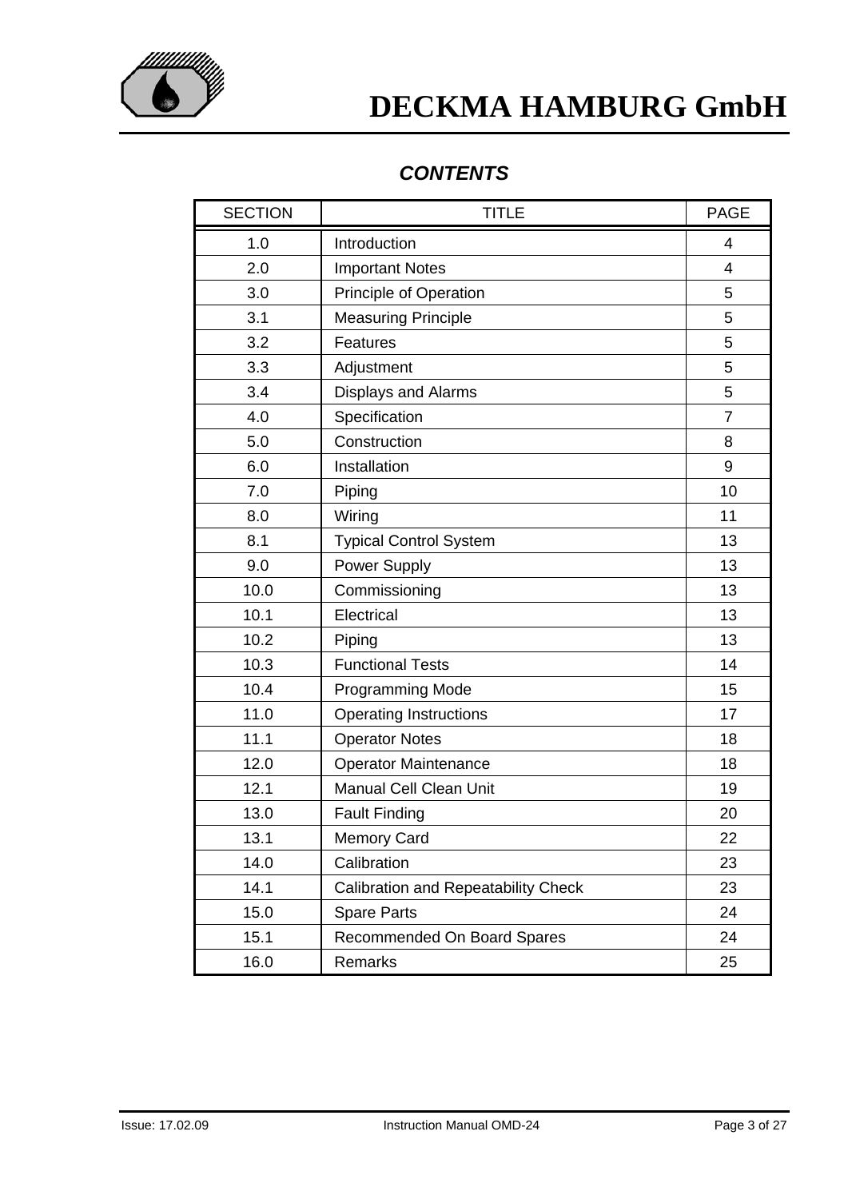## *CONTENTS*

| SECTION | TITLE | PAGE |
|---|---|---|
| 1.0 | Introduction | 4 |
| 2.0 | Important Notes | 4 |
| 3.0 | Principle of Operation | 5 |
| 3.1 | Measuring Principle | 5 |
| 3.2 | Features | 5 |
| 3.3 | Adjustment | 5 |
| 3.4 | Displays and Alarms | 5 |
| 4.0 | Specification | 7 |
| 5.0 | Construction | 8 |
| 6.0 | Installation | 9 |
| 7.0 | Piping | 10 |
| 8.0 | Wiring | 11 |
| 8.1 | Typical Control System | 13 |
| 9.0 | Power Supply | 13 |
| 10.0 | Commissioning | 13 |
| 10.1 | Electrical | 13 |
| 10.2 | Piping | 13 |
| 10.3 | Functional Tests | 14 |
| 10.4 | Programming Mode | 15 |
| 11.0 | Operating Instructions | 17 |
| 11.1 | Operator Notes | 18 |
| 12.0 | Operator Maintenance | 18 |
| 12.1 | Manual Cell Clean Unit | 19 |
| 13.0 | Fault Finding | 20 |
| 13.1 | Memory Card | 22 |
| 14.0 | Calibration | 23 |
| 14.1 | Calibration and Repeatability Check | 23 |
| 15.0 | Spare Parts | 24 |
| 15.1 | Recommended On Board Spares | 24 |
| 16.0 | Remarks | 25 |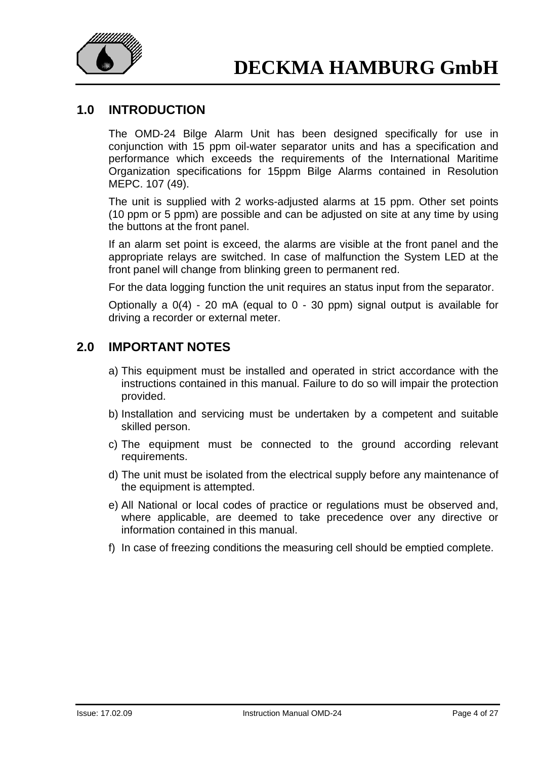## 1.0 INTRODUCTION

The OMD-24 Bilge Alarm Unit has been designed specifically for use in conjunction with 15 ppm oil-water separator units and has a specification and performance which exceeds the requirements of the International Maritime Organization specifications for 15ppm Bilge Alarms contained in Resolution MEPC. 107 (49).

The unit is supplied with 2 works-adjusted alarms at 15 ppm. Other set points (10 ppm or 5 ppm) are possible and can be adjusted on site at any time by using the buttons at the front panel.

If an alarm set point is exceed, the alarms are visible at the front panel and the appropriate relays are switched. In case of malfunction the System LED at the front panel will change from blinking green to permanent red.

For the data logging function the unit requires an status input from the separator.

Optionally a 0(4) - 20 mA (equal to 0 - 30 ppm) signal output is available for driving a recorder or external meter.

## 2.0 IMPORTANT NOTES

a) This equipment must be installed and operated in strict accordance with the instructions contained in this manual. Failure to do so will impair the protection provided.

b) Installation and servicing must be undertaken by a competent and suitable skilled person.

c) The equipment must be connected to the ground according relevant requirements.

d) The unit must be isolated from the electrical supply before any maintenance of the equipment is attempted.

e) All National or local codes of practice or regulations must be observed and, where applicable, are deemed to take precedence over any directive or information contained in this manual.

f) In case of freezing conditions the measuring cell should be emptied complete.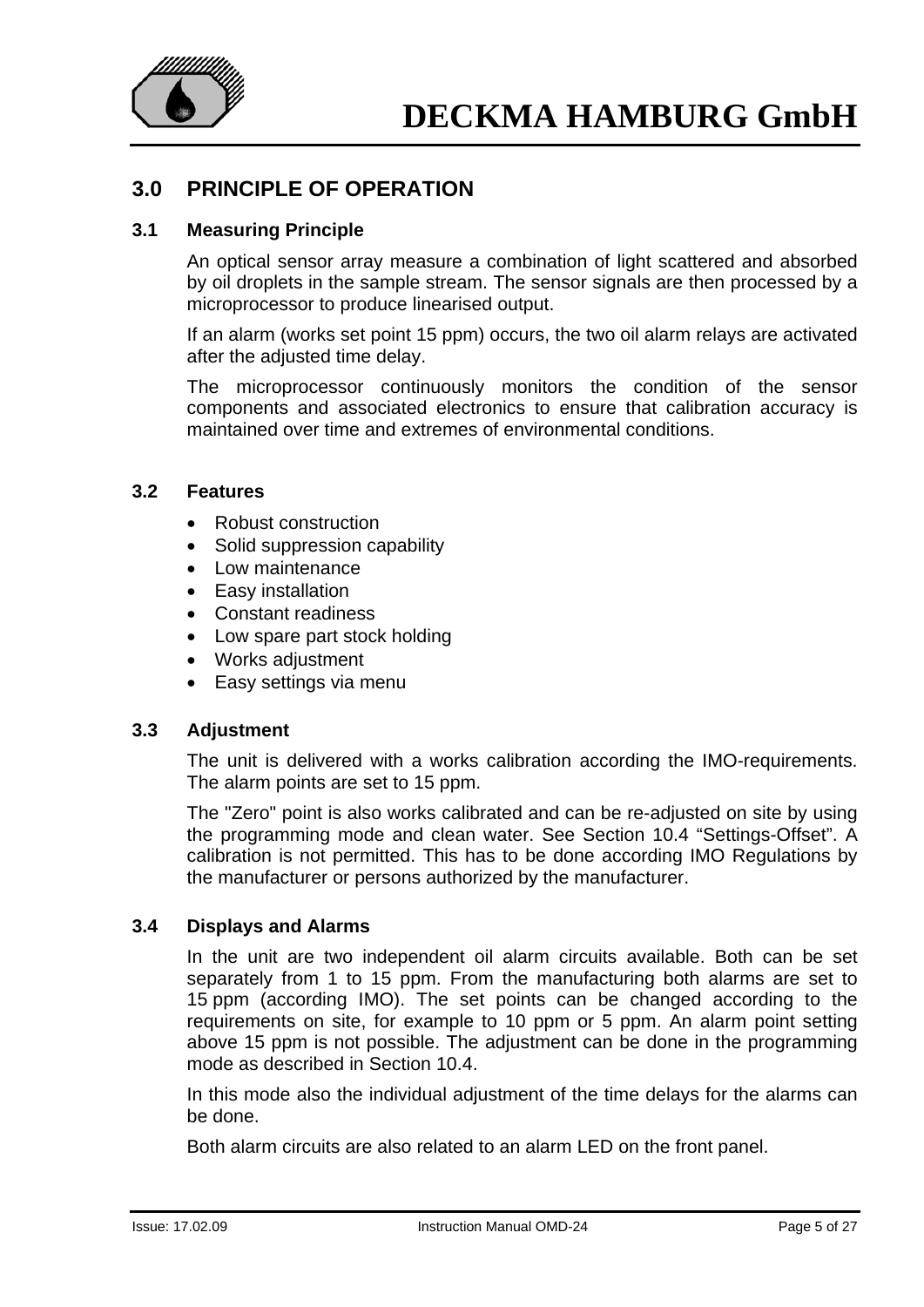## 3.0 PRINCIPLE OF OPERATION

### 3.1 Measuring Principle

An optical sensor array measure a combination of light scattered and absorbed by oil droplets in the sample stream. The sensor signals are then processed by a microprocessor to produce linearised output.

If an alarm (works set point 15 ppm) occurs, the two oil alarm relays are activated after the adjusted time delay.

The microprocessor continuously monitors the condition of the sensor components and associated electronics to ensure that calibration accuracy is maintained over time and extremes of environmental conditions.

### 3.2 Features

- Robust construction
- Solid suppression capability
- Low maintenance
- Easy installation
- Constant readiness
- Low spare part stock holding
- Works adjustment
- Easy settings via menu

### 3.3 Adjustment

The unit is delivered with a works calibration according the IMO-requirements. The alarm points are set to 15 ppm.

The "Zero" point is also works calibrated and can be re-adjusted on site by using the programming mode and clean water. See Section 10.4 “Settings-Offset”. A calibration is not permitted. This has to be done according IMO Regulations by the manufacturer or persons authorized by the manufacturer.

### 3.4 Displays and Alarms

In the unit are two independent oil alarm circuits available. Both can be set separately from 1 to 15 ppm. From the manufacturing both alarms are set to 15 ppm (according IMO). The set points can be changed according to the requirements on site, for example to 10 ppm or 5 ppm. An alarm point setting above 15 ppm is not possible. The adjustment can be done in the programming mode as described in Section 10.4.

In this mode also the individual adjustment of the time delays for the alarms can be done.

Both alarm circuits are also related to an alarm LED on the front panel.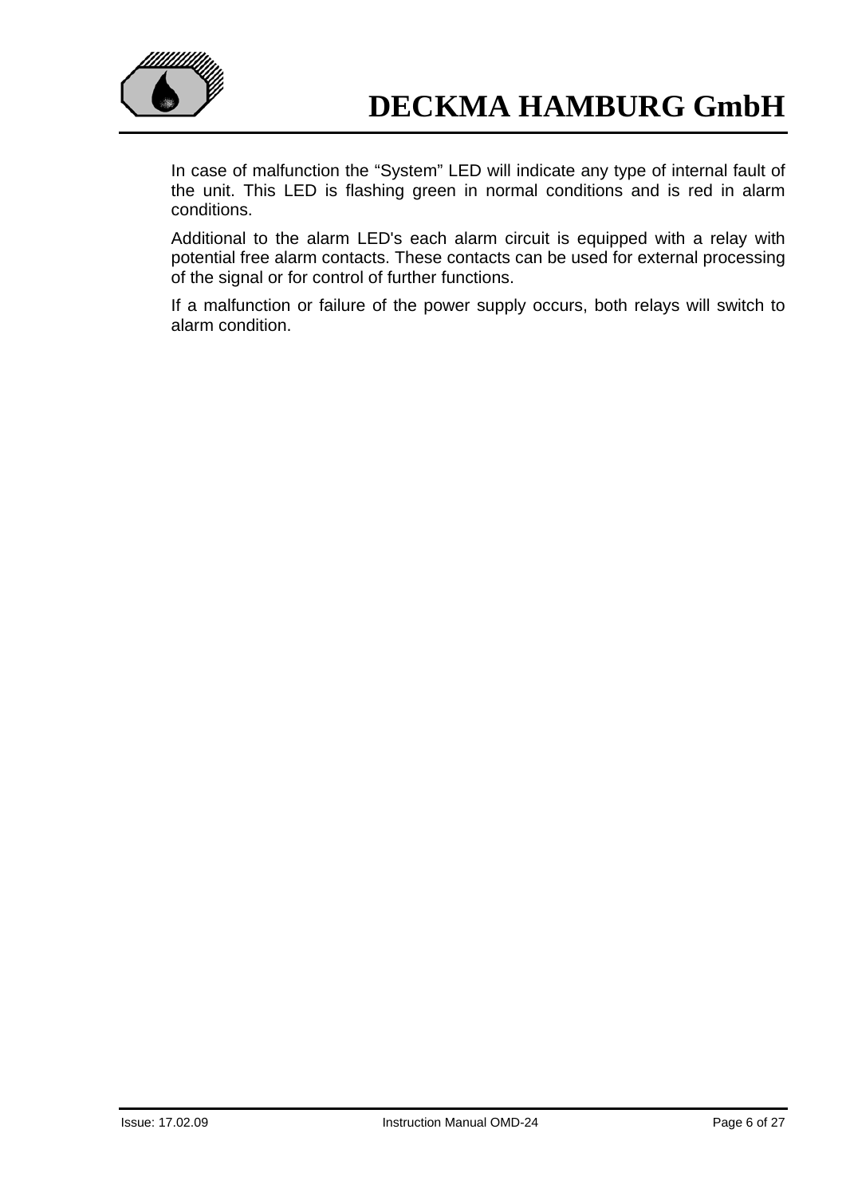In case of malfunction the “System” LED will indicate any type of internal fault of the unit. This LED is flashing green in normal conditions and is red in alarm conditions.

Additional to the alarm LED's each alarm circuit is equipped with a relay with potential free alarm contacts. These contacts can be used for external processing of the signal or for control of further functions.

If a malfunction or failure of the power supply occurs, both relays will switch to alarm condition.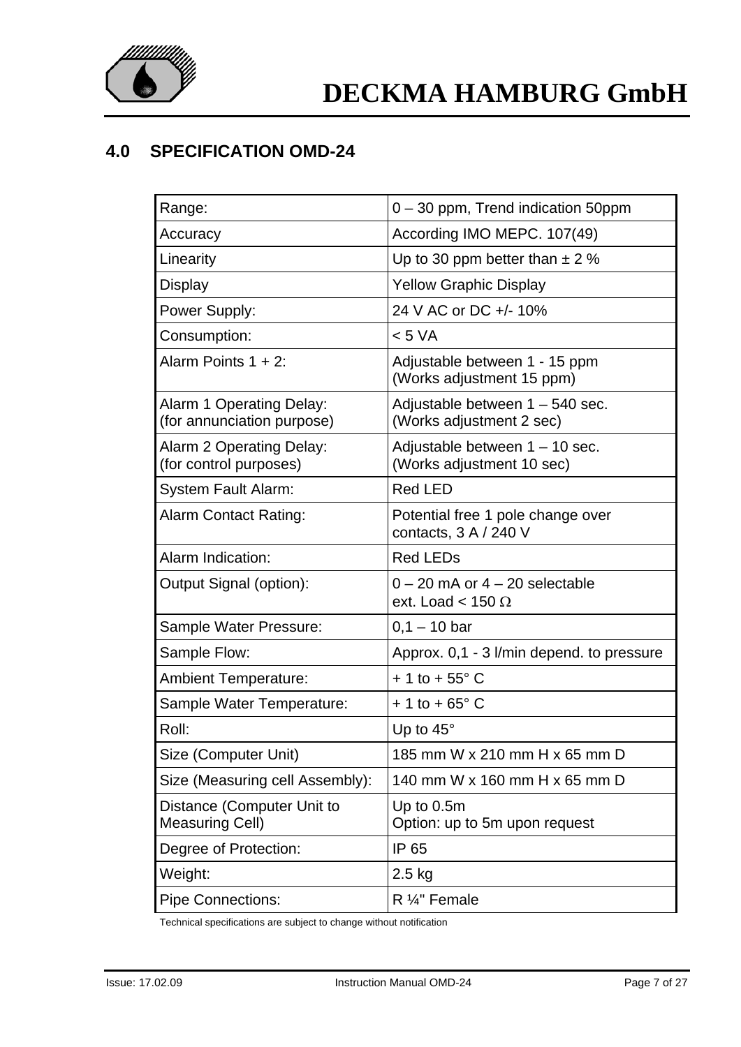## 4.0 SPECIFICATION OMD-24

| Parameter | Specification |
| --- | --- |
| Range: | 0 – 30 ppm, Trend indication 50ppm |
| Accuracy | According IMO MEPC. 107(49) |
| Linearity | Up to 30 ppm better than ± 2 % |
| Display | Yellow Graphic Display |
| Power Supply: | 24 V AC or DC +/- 10% |
| Consumption: | < 5 VA |
| Alarm Points 1 + 2: | Adjustable between 1 - 15 ppm (Works adjustment 15 ppm) |
| Alarm 1 Operating Delay: (for annunciation purpose) | Adjustable between 1 – 540 sec. (Works adjustment 2 sec) |
| Alarm 2 Operating Delay: (for control purposes) | Adjustable between 1 – 10 sec. (Works adjustment 10 sec) |
| System Fault Alarm: | Red LED |
| Alarm Contact Rating: | Potential free 1 pole change over contacts, 3 A / 240 V |
| Alarm Indication: | Red LEDs |
| Output Signal (option): | 0 – 20 mA or 4 – 20 selectable ext. Load < 150 Ω |
| Sample Water Pressure: | 0,1 – 10 bar |
| Sample Flow: | Approx. 0,1 - 3 l/min depend. to pressure |
| Ambient Temperature: | + 1 to + 55° C |
| Sample Water Temperature: | + 1 to + 65° C |
| Roll: | Up to 45° |
| Size (Computer Unit) | 185 mm W x 210 mm H x 65 mm D |
| Size (Measuring cell Assembly): | 140 mm W x 160 mm H x 65 mm D |
| Distance (Computer Unit to Measuring Cell) | Up to 0.5m Option: up to 5m upon request |
| Degree of Protection: | IP 65 |
| Weight: | 2.5 kg |
| Pipe Connections: | R ¼" Female |

Technical specifications are subject to change without notification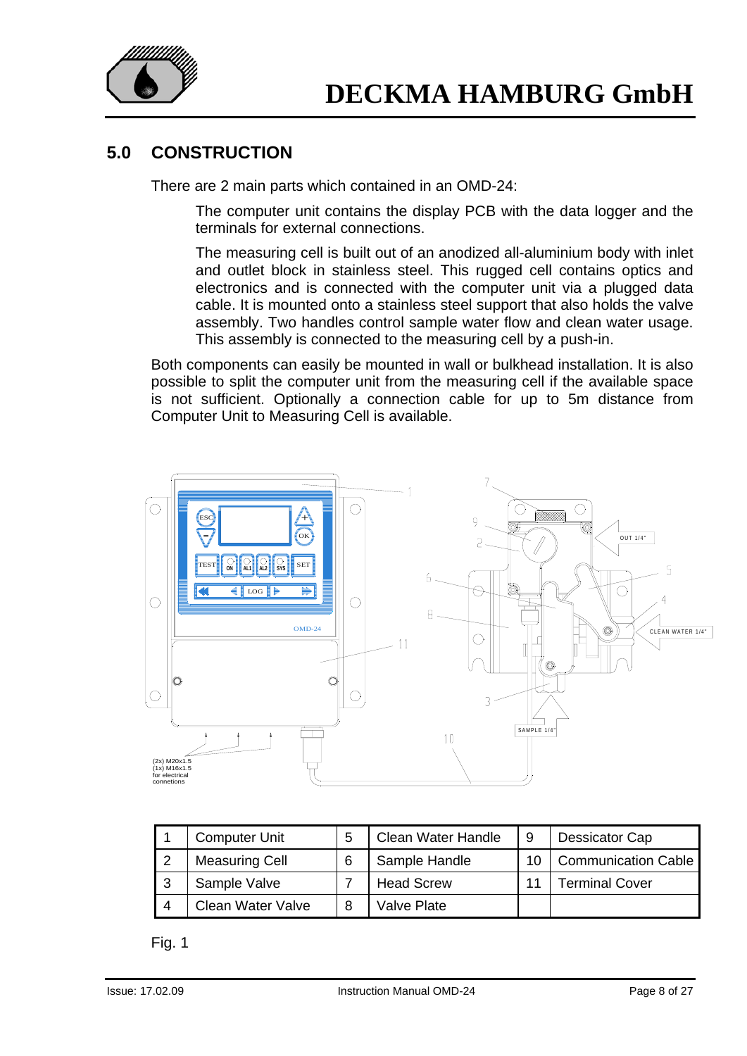## 5.0 CONSTRUCTION

There are 2 main parts which contained in an OMD-24:

The computer unit contains the display PCB with the data logger and the terminals for external connections.

The measuring cell is built out of an anodized all-aluminium body with inlet and outlet block in stainless steel. This rugged cell contains optics and electronics and is connected with the computer unit via a plugged data cable. It is mounted onto a stainless steel support that also holds the valve assembly. Two handles control sample water flow and clean water usage. This assembly is connected to the measuring cell by a push-in.

Both components can easily be mounted in wall or bulkhead installation. It is also possible to split the computer unit from the measuring cell if the available space is not sufficient. Optionally a connection cable for up to 5m distance from Computer Unit to Measuring Cell is available.

| 1 | Computer Unit | 5 | Clean Water Handle | 9 | Dessicator Cap |
|---|---|---|---|---|---|
| 2 | Measuring Cell | 6 | Sample Handle | 10 | Communication Cable |
| 3 | Sample Valve | 7 | Head Screw | 11 | Terminal Cover |
| 4 | Clean Water Valve | 8 | Valve Plate | | |

Fig. 1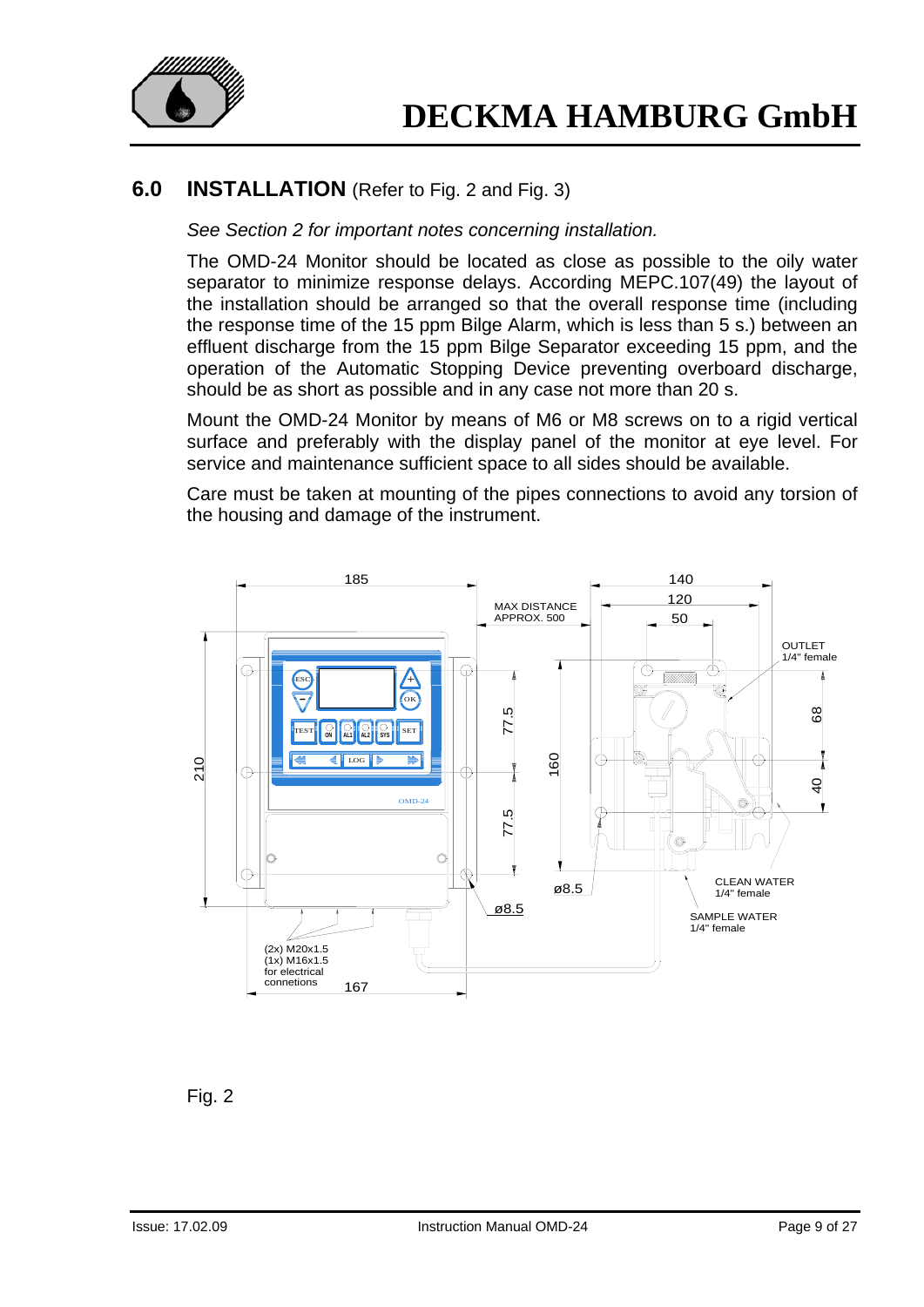## 6.0 INSTALLATION (Refer to Fig. 2 and Fig. 3)

*See Section 2 for important notes concerning installation.*

The OMD-24 Monitor should be located as close as possible to the oily water separator to minimize response delays. According MEPC.107(49) the layout of the installation should be arranged so that the overall response time (including the response time of the 15 ppm Bilge Alarm, which is less than 5 s.) between an effluent discharge from the 15 ppm Bilge Separator exceeding 15 ppm, and the operation of the Automatic Stopping Device preventing overboard discharge, should be as short as possible and in any case not more than 20 s.

Mount the OMD-24 Monitor by means of M6 or M8 screws on to a rigid vertical surface and preferably with the display panel of the monitor at eye level. For service and maintenance sufficient space to all sides should be available.

Care must be taken at mounting of the pipes connections to avoid any torsion of the housing and damage of the instrument.

Fig. 2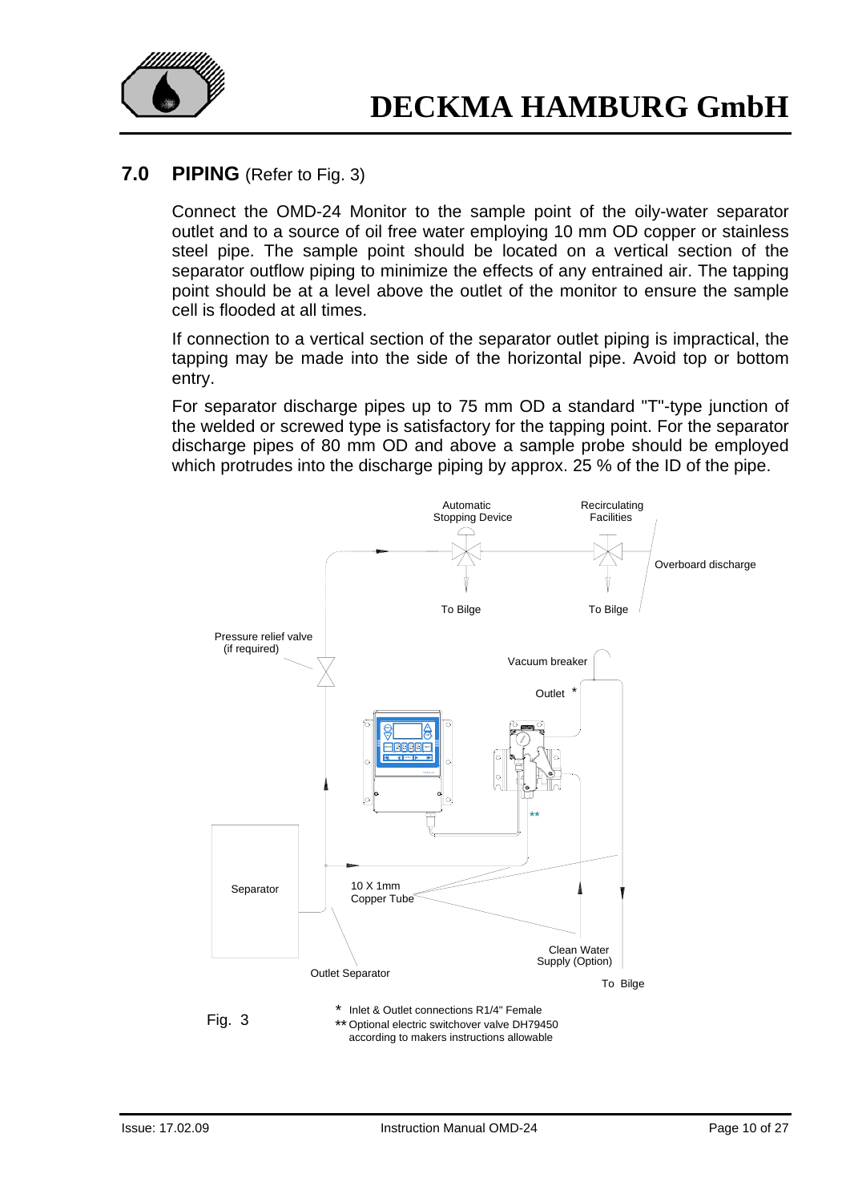## 7.0 PIPING (Refer to Fig. 3)

Connect the OMD-24 Monitor to the sample point of the oily-water separator outlet and to a source of oil free water employing 10 mm OD copper or stainless steel pipe. The sample point should be located on a vertical section of the separator outflow piping to minimize the effects of any entrained air. The tapping point should be at a level above the outlet of the monitor to ensure the sample cell is flooded at all times.

If connection to a vertical section of the separator outlet piping is impractical, the tapping may be made into the side of the horizontal pipe. Avoid top or bottom entry.

For separator discharge pipes up to 75 mm OD a standard "T"-type junction of the welded or screwed type is satisfactory for the tapping point. For the separator discharge pipes of 80 mm OD and above a sample probe should be employed which protrudes into the discharge piping by approx. 25 % of the ID of the pipe.

Automatic Stopping Device

Recirculating Facilities

Overboard discharge

To Bilge

To Bilge

Pressure relief valve (if required)

Vacuum breaker

Outlet *

**

Separator

10 X 1mm Copper Tube

Clean Water Supply (Option)

Outlet Separator

To Bilge

Fig. 3

* Inlet & Outlet connections R1/4" Female

** Optional electric switchover valve DH79450 according to makers instructions allowable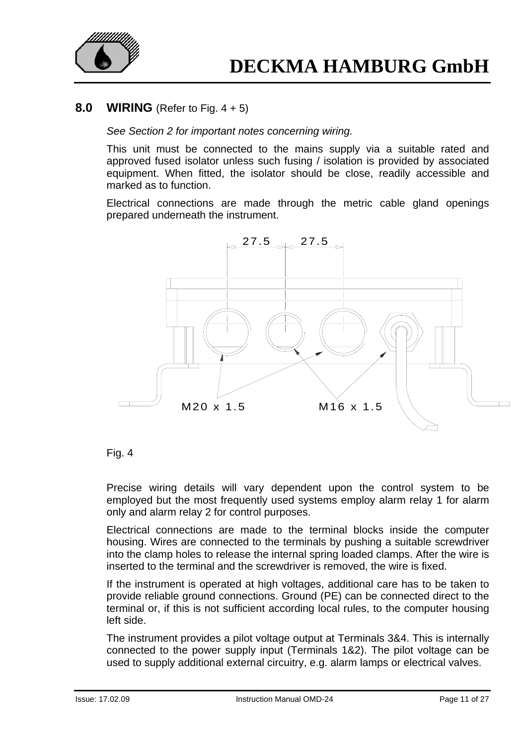## 8.0 WIRING (Refer to Fig. 4 + 5)

*See Section 2 for important notes concerning wiring.*

This unit must be connected to the mains supply via a suitable rated and approved fused isolator unless such fusing / isolation is provided by associated equipment. When fitted, the isolator should be close, readily accessible and marked as to function.

Electrical connections are made through the metric cable gland openings prepared underneath the instrument.

27.5 27.5

M20 x 1.5 M16 x 1.5

Fig. 4

Precise wiring details will vary dependent upon the control system to be employed but the most frequently used systems employ alarm relay 1 for alarm only and alarm relay 2 for control purposes.

Electrical connections are made to the terminal blocks inside the computer housing. Wires are connected to the terminals by pushing a suitable screwdriver into the clamp holes to release the internal spring loaded clamps. After the wire is inserted to the terminal and the screwdriver is removed, the wire is fixed.

If the instrument is operated at high voltages, additional care has to be taken to provide reliable ground connections. Ground (PE) can be connected direct to the terminal or, if this is not sufficient according local rules, to the computer housing left side.

The instrument provides a pilot voltage output at Terminals 3&4. This is internally connected to the power supply input (Terminals 1&2). The pilot voltage can be used to supply additional external circuitry, e.g. alarm lamps or electrical valves.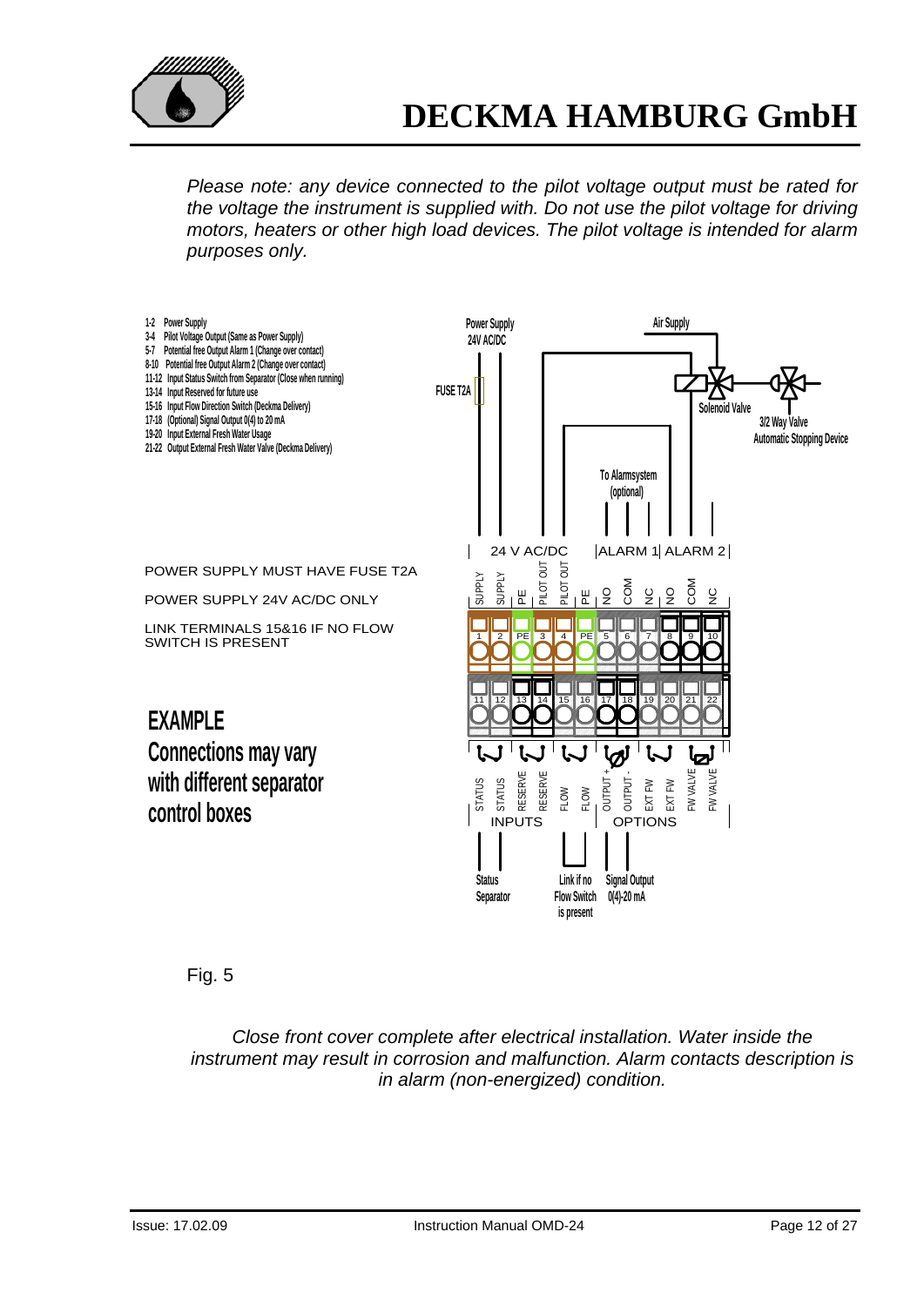*Please note: any device connected to the pilot voltage output must be rated for the voltage the instrument is supplied with. Do not use the pilot voltage for driving motors, heaters or other high load devices. The pilot voltage is intended for alarm purposes only.*

- 1-2 Power Supply
- 3-4 Pilot Voltage Output (Same as Power Supply)
- 5-7 Potential free Output Alarm 1 (Change over contact)
- 8-10 Potential free Output Alarm 2 (Change over contact)
- 11-12 Input Status Switch from Separator (Close when running)
- 13-14 Input Reserved for future use
- 15-16 Input Flow Direction Switch (Deckma Delivery)
- 17-18 (Optional) Signal Output 0(4) to 20 mA
- 19-20 Input External Fresh Water Usage
- 21-22 Output External Fresh Water Valve (Deckma Delivery)

POWER SUPPLY MUST HAVE FUSE T2A

POWER SUPPLY 24V AC/DC ONLY

LINK TERMINALS 15&16 IF NO FLOW SWITCH IS PRESENT

**EXAMPLE**
**Connections may vary with different separator control boxes**

Power Supply 24V AC/DC — FUSE T2A — Air Supply — Solenoid Valve — 3/2 Way Valve Automatic Stopping Device — To Alarmsystem (optional)

24 V AC/DC | ALARM 1 | ALARM 2

| SUPPLY | SUPPLY | PE | PILOT OUT | PILOT OUT | PE | NO | COM | NC | NO | COM | NC |
|---|---|---|---|---|---|---|---|---|---|---|---|
| 1 | 2 | PE | 3 | 4 | PE | 5 | 6 | 7 | 8 | 9 | 10 |

| 11 | 12 | 13 | 14 | 15 | 16 | 17 | 18 | 19 | 20 | 21 | 22 |
|---|---|---|---|---|---|---|---|---|---|---|---|
| STATUS | STATUS | RESERVE | RESERVE | FLOW | FLOW | OUTPUT + | OUTPUT - | EXT FW | EXT FW | FW VALVE | FW VALVE |

INPUTS | OPTIONS

Status Separator — Link if no Flow Switch is present — Signal Output 0(4)-20 mA

Fig. 5

*Close front cover complete after electrical installation. Water inside the instrument may result in corrosion and malfunction. Alarm contacts description is in alarm (non-energized) condition.*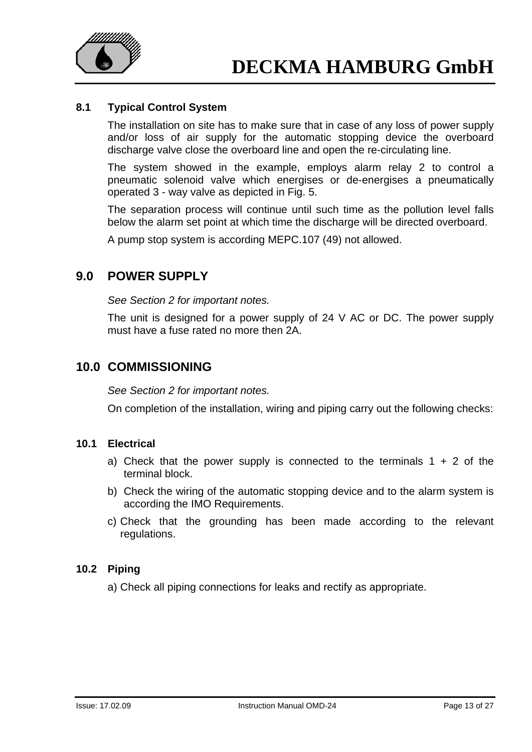### 8.1 Typical Control System

The installation on site has to make sure that in case of any loss of power supply and/or loss of air supply for the automatic stopping device the overboard discharge valve close the overboard line and open the re-circulating line.

The system showed in the example, employs alarm relay 2 to control a pneumatic solenoid valve which energises or de-energises a pneumatically operated 3 - way valve as depicted in Fig. 5.

The separation process will continue until such time as the pollution level falls below the alarm set point at which time the discharge will be directed overboard.

A pump stop system is according MEPC.107 (49) not allowed.

## 9.0 POWER SUPPLY

*See Section 2 for important notes.*

The unit is designed for a power supply of 24 V AC or DC. The power supply must have a fuse rated no more then 2A.

## 10.0 COMMISSIONING

*See Section 2 for important notes.*

On completion of the installation, wiring and piping carry out the following checks:

### 10.1 Electrical

a) Check that the power supply is connected to the terminals 1 + 2 of the terminal block.

b) Check the wiring of the automatic stopping device and to the alarm system is according the IMO Requirements.

c) Check that the grounding has been made according to the relevant regulations.

### 10.2 Piping

a) Check all piping connections for leaks and rectify as appropriate.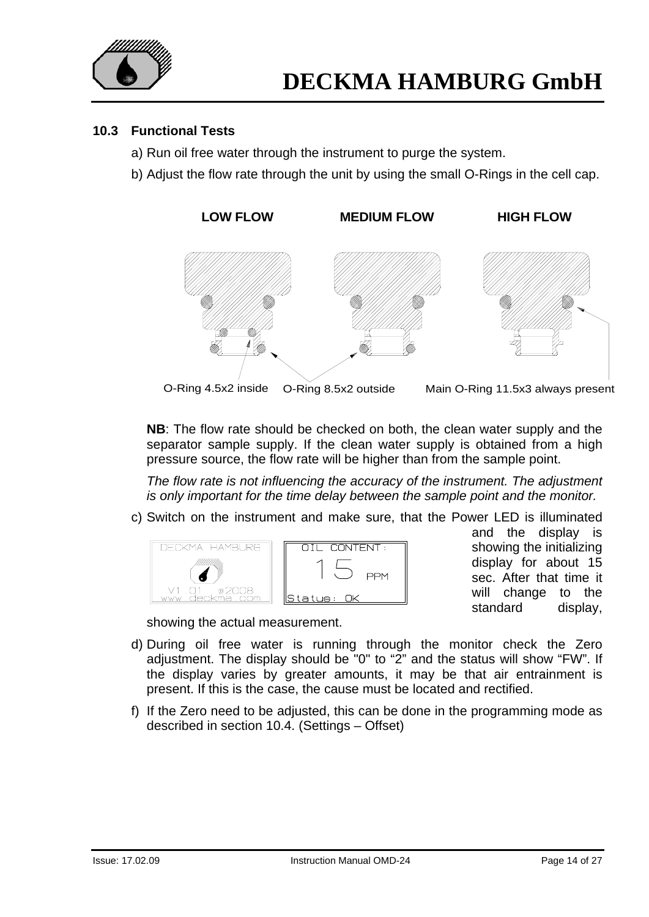### 10.3 Functional Tests

a) Run oil free water through the instrument to purge the system.

b) Adjust the flow rate through the unit by using the small O-Rings in the cell cap.

LOW FLOW MEDIUM FLOW HIGH FLOW

O-Ring 4.5x2 inside O-Ring 8.5x2 outside Main O-Ring 11.5x3 always present

**NB**: The flow rate should be checked on both, the clean water supply and the separator sample supply. If the clean water supply is obtained from a high pressure source, the flow rate will be higher than from the sample point.

*The flow rate is not influencing the accuracy of the instrument. The adjustment is only important for the time delay between the sample point and the monitor.*

c) Switch on the instrument and make sure, that the Power LED is illuminated and the display is showing the initializing display for about 15 sec. After that time it will change to the standard display, showing the actual measurement.

DECKMA HAMBURG V1.01 ©2008 www.deckma.com

OIL CONTENT: 15 PPM Status: OK

d) During oil free water is running through the monitor check the Zero adjustment. The display should be "0" to "2" and the status will show "FW". If the display varies by greater amounts, it may be that air entrainment is present. If this is the case, the cause must be located and rectified.

f) If the Zero need to be adjusted, this can be done in the programming mode as described in section 10.4. (Settings – Offset)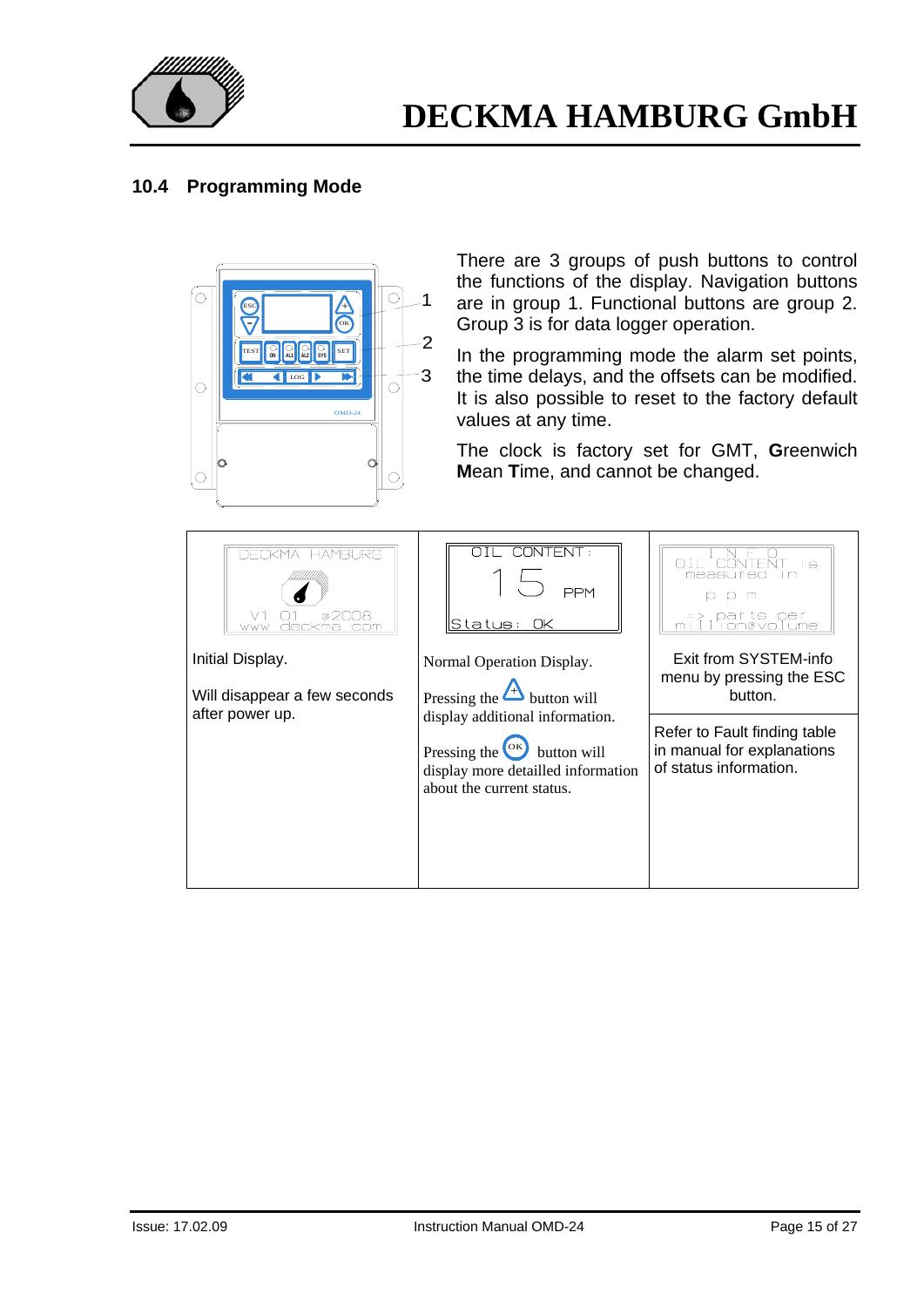## 10.4 Programming Mode

There are 3 groups of push buttons to control the functions of the display. Navigation buttons are in group 1. Functional buttons are group 2. Group 3 is for data logger operation.

In the programming mode the alarm set points, the time delays, and the offsets can be modified. It is also possible to reset to the factory default values at any time.

The clock is factory set for GMT, **G**reenwich **M**ean **T**ime, and cannot be changed.

| DECKMA HAMBURG / V1 01 ©2008 / www deckma com | OIL CONTENT: 15 PPM / Status: OK | INFO / OIL CONTENT is measured in ppm / => parts per million volume |
|---|---|---|
| Initial Display.<br><br>Will disappear a few seconds after power up. | Normal Operation Display.<br><br>Pressing the + button will display additional information.<br><br>Pressing the OK button will display more detailled information about the current status. | Exit from SYSTEM-info menu by pressing the ESC button.<br><br>Refer to Fault finding table in manual for explanations of status information. |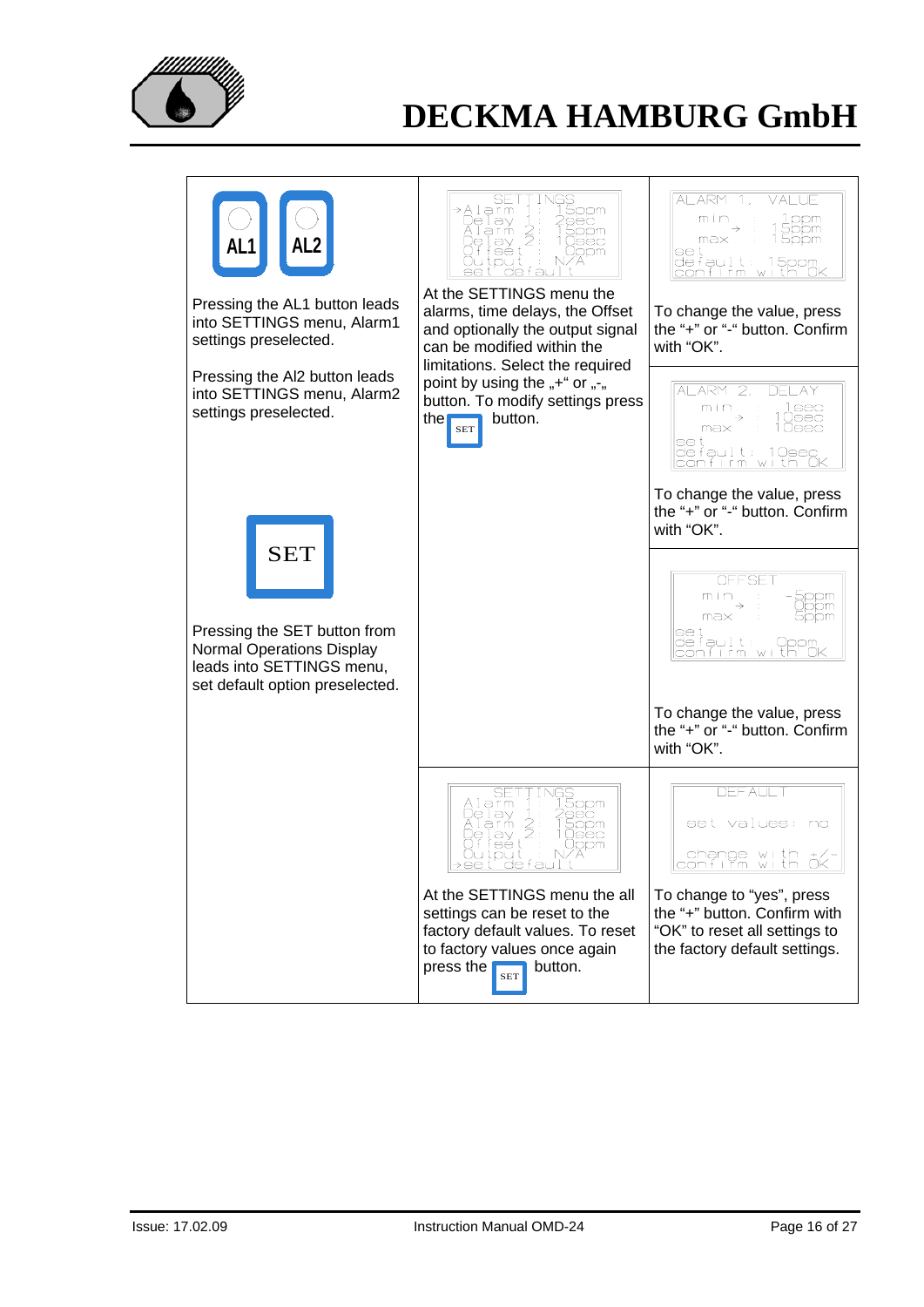| | | |
|---|---|---|
| AL1 AL2<br><br>Pressing the AL1 button leads into SETTINGS menu, Alarm1 settings preselected.<br><br>Pressing the Al2 button leads into SETTINGS menu, Alarm2 settings preselected.<br><br>SET<br><br>Pressing the SET button from Normal Operations Display leads into SETTINGS menu, set default option preselected. | SETTINGS<br>→Alarm 1 : 15ppm<br>Delay 1 : 2sec<br>Alarm 2 : 15ppm<br>Delay 2 : 10sec<br>Offset : 0ppm<br>Output : N/A<br>set default<br><br>At the SETTINGS menu the alarms, time delays, the Offset and optionally the output signal can be modified within the limitations. Select the required point by using the „+" or „-„ button. To modify settings press the SET button. | ALARM 1, VALUE<br>min : 1ppm<br>→ 15ppm<br>max : 15ppm<br>set<br>default: 15ppm<br>confirm with OK<br><br>To change the value, press the "+" or "-" button. Confirm with "OK".<br><br>ALARM 2, DELAY<br>min : 1sec<br>→ 10sec<br>max : 10sec<br>set<br>default: 10sec<br>confirm with OK<br><br>To change the value, press the "+" or "-" button. Confirm with "OK".<br><br>OFFSET<br>min : -5ppm<br>→ 0ppm<br>max : 5ppm<br>set<br>default: 0ppm<br>confirm with OK<br><br>To change the value, press the "+" or "-" button. Confirm with "OK". |
| | SETTINGS<br>Alarm 1 : 15ppm<br>Delay 1 : 2sec<br>Alarm 2 : 15ppm<br>Delay 2 : 10sec<br>Offset : 0ppm<br>Output : N/A<br>→set default<br><br>At the SETTINGS menu the all settings can be reset to the factory default values. To reset to factory values once again press the SET button. | DEFAULT<br><br>set values: no<br><br>change with +/-<br>confirm with OK<br><br>To change to "yes", press the "+" button. Confirm with "OK" to reset all settings to the factory default settings. |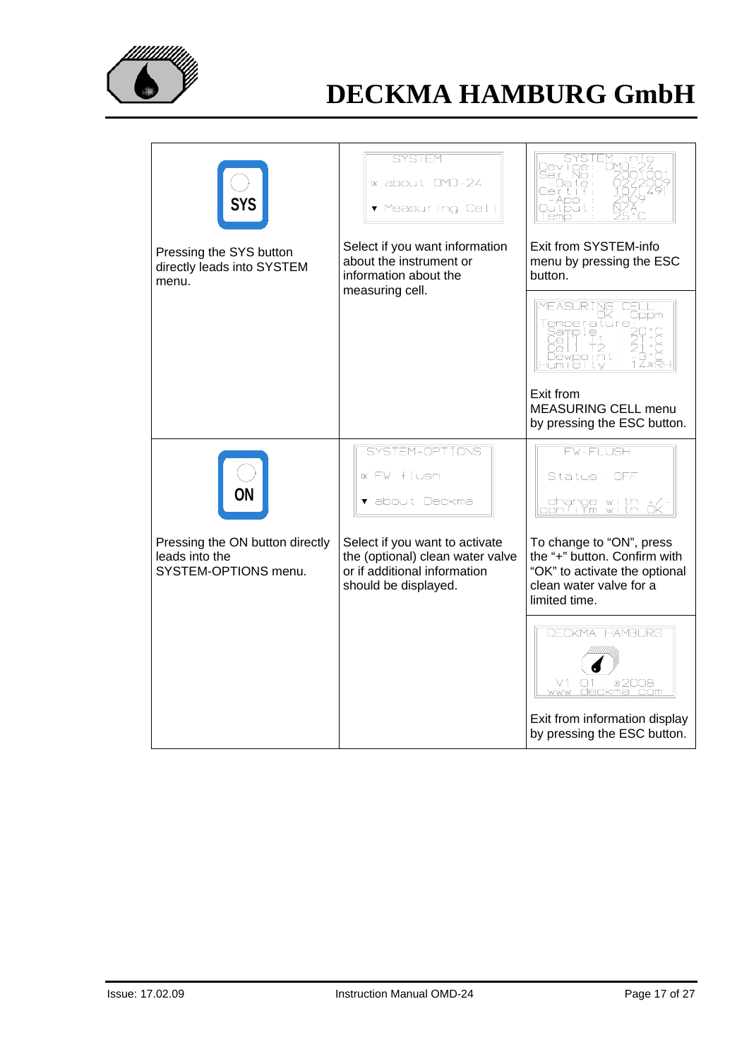| | | |
|---|---|---|
| SYS<br><br>Pressing the SYS button directly leads into SYSTEM menu. | SYSTEM<br>OK about OMD-24<br>▼ Measuring Cell<br><br>Select if you want information about the instrument or information about the measuring cell. | SYSTEM info<br>Device: OMD-24<br>Ser. No: 2001001<br>-Date: 0222009<br>Certif: 107L491<br>-Apo: 2009<br>Output: N/A<br>Temp.: 25°C<br><br>Exit from SYSTEM-info menu by pressing the ESC button. |
| | | MEASURING CELL<br>OK 0ppm<br>Temperature:<br>Sample: 20°C<br>Cell T1: 21°C<br>Cell T2: 21°C<br>Dewpoint: -3°C<br>Humidity: 12%RH<br><br>Exit from MEASURING CELL menu by pressing the ESC button. |
| ON<br><br>Pressing the ON button directly leads into the SYSTEM-OPTIONS menu. | SYSTEM-OPTIONS<br>OK FW flush<br>▼ about Deckma<br><br>Select if you want to activate the (optional) clean water valve or if additional information should be displayed. | FW-FLUSH<br>Status OFF<br>change with +/-<br>confirm with OK<br><br>To change to "ON", press the "+" button. Confirm with "OK" to activate the optional clean water valve for a limited time. |
| | | DECKMA HAMBURG<br>V1.01 ©2008<br>www.deckma.com<br><br>Exit from information display by pressing the ESC button. |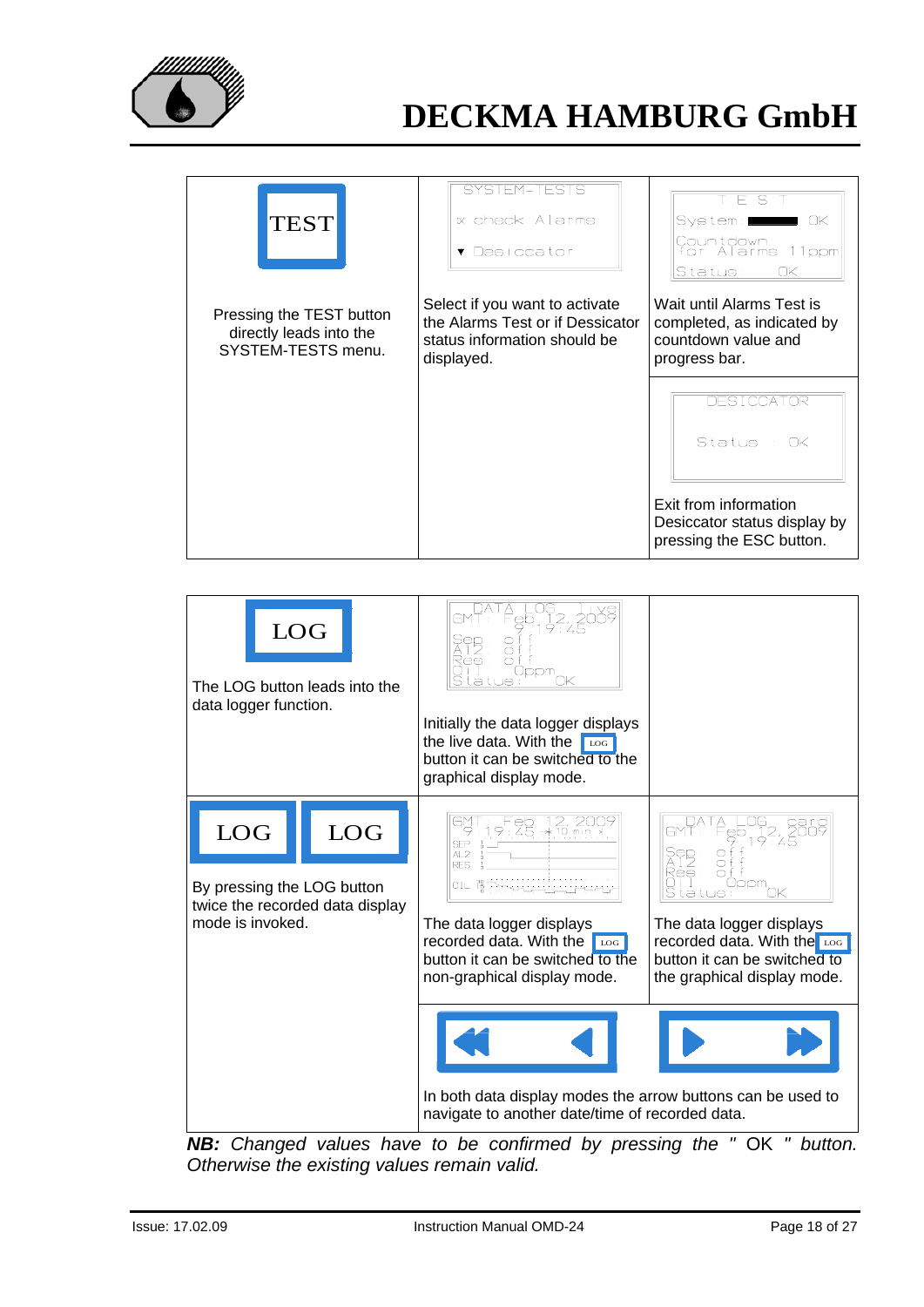| TEST | SYSTEM-TESTS<br>x check Alarms<br>▼ Desiccator | T E S T<br>System OK<br>Countdown for Alarms 11ppm<br>Status OK |
|---|---|---|
| Pressing the TEST button directly leads into the SYSTEM-TESTS menu. | Select if you want to activate the Alarms Test or if Dessicator status information should be displayed. | Wait until Alarms Test is completed, as indicated by countdown value and progress bar. |
| | | DESICCATOR<br>Status : OK<br><br>Exit from information Desiccator status display by pressing the ESC button. |

| LOG | DATA LOG live<br>GMT: Feb 12, 2009 9:19:45<br>Sep off<br>Al2 off<br>Res off<br>Oil 0ppm<br>Status: OK | |
|---|---|---|
| The LOG button leads into the data logger function. | Initially the data logger displays the live data. With the LOG button it can be switched to the graphical display mode. | |
| LOG LOG<br><br>By pressing the LOG button twice the recorded data display mode is invoked. | GMT: Feb 12, 2009 9:19:45 ±10 min<br>SEP<br>AL2<br>RES<br>OIL<br><br>The data logger displays recorded data. With the LOG button it can be switched to the non-graphical display mode. | DATA LOG card<br>GMT: Feb 12, 2009 9:19:45<br>Sep off<br>Al2 off<br>Res off<br>Oil 0ppm<br>Status: OK<br><br>The data logger displays recorded data. With the LOG button it can be switched to the graphical display mode. |
| | In both data display modes the arrow buttons can be used to navigate to another date/time of recorded data. | |

***NB:*** *Changed values have to be confirmed by pressing the " OK " button. Otherwise the existing values remain valid.*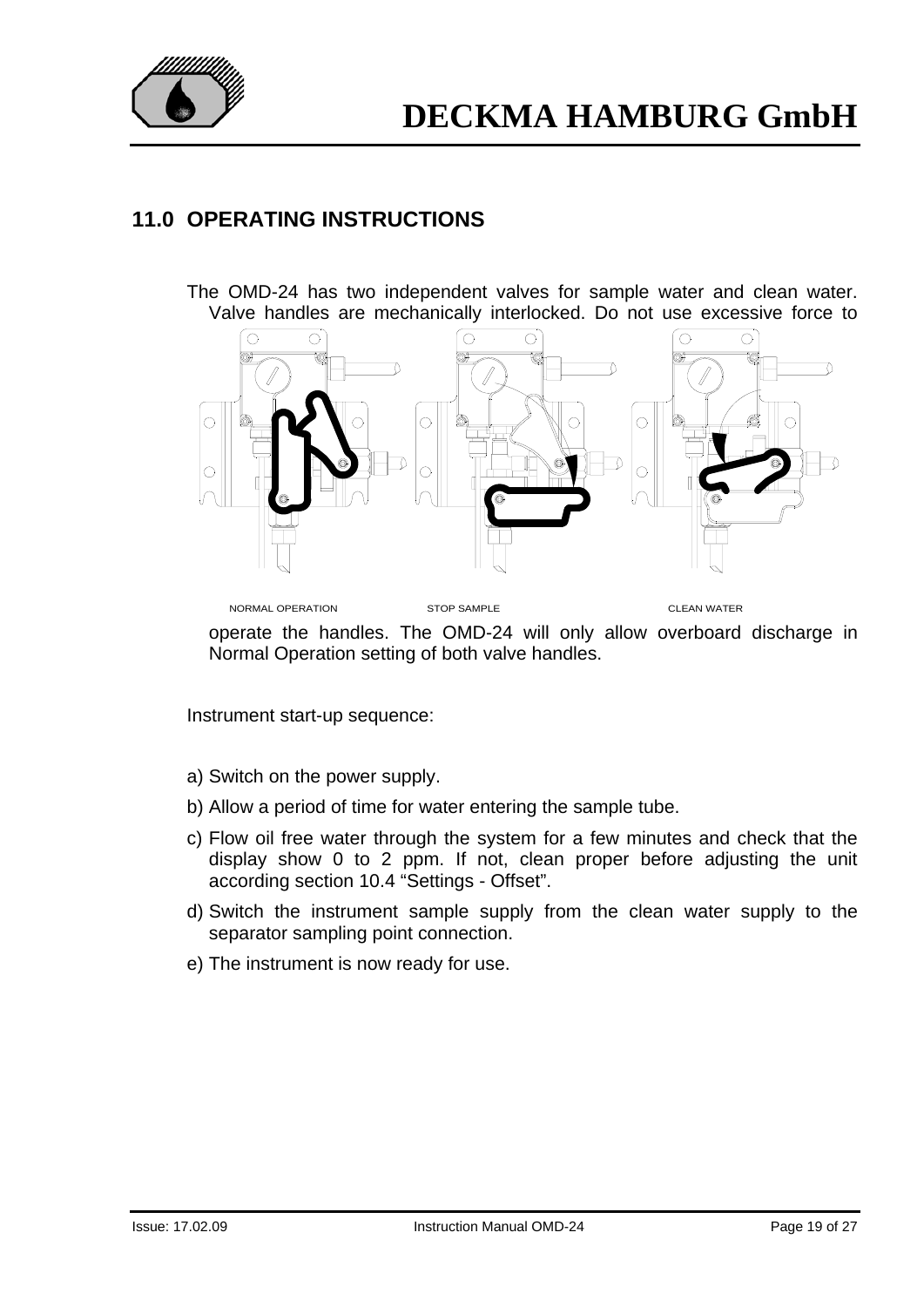## 11.0 OPERATING INSTRUCTIONS

The OMD-24 has two independent valves for sample water and clean water. Valve handles are mechanically interlocked. Do not use excessive force to

NORMAL OPERATION STOP SAMPLE CLEAN WATER

operate the handles. The OMD-24 will only allow overboard discharge in Normal Operation setting of both valve handles.

Instrument start-up sequence:

a) Switch on the power supply.

b) Allow a period of time for water entering the sample tube.

c) Flow oil free water through the system for a few minutes and check that the display show 0 to 2 ppm. If not, clean proper before adjusting the unit according section 10.4 “Settings - Offset”.

d) Switch the instrument sample supply from the clean water supply to the separator sampling point connection.

e) The instrument is now ready for use.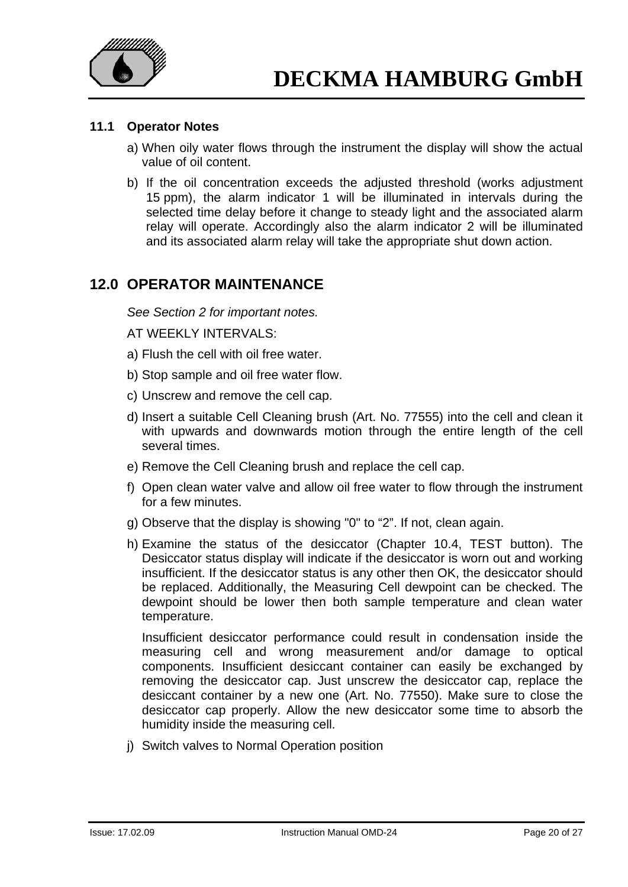### 11.1 Operator Notes

a) When oily water flows through the instrument the display will show the actual value of oil content.

b) If the oil concentration exceeds the adjusted threshold (works adjustment 15 ppm), the alarm indicator 1 will be illuminated in intervals during the selected time delay before it change to steady light and the associated alarm relay will operate. Accordingly also the alarm indicator 2 will be illuminated and its associated alarm relay will take the appropriate shut down action.

## 12.0 OPERATOR MAINTENANCE

*See Section 2 for important notes.*

AT WEEKLY INTERVALS:

a) Flush the cell with oil free water.

b) Stop sample and oil free water flow.

c) Unscrew and remove the cell cap.

d) Insert a suitable Cell Cleaning brush (Art. No. 77555) into the cell and clean it with upwards and downwards motion through the entire length of the cell several times.

e) Remove the Cell Cleaning brush and replace the cell cap.

f) Open clean water valve and allow oil free water to flow through the instrument for a few minutes.

g) Observe that the display is showing "0" to “2”. If not, clean again.

h) Examine the status of the desiccator (Chapter 10.4, TEST button). The Desiccator status display will indicate if the desiccator is worn out and working insufficient. If the desiccator status is any other then OK, the desiccator should be replaced. Additionally, the Measuring Cell dewpoint can be checked. The dewpoint should be lower then both sample temperature and clean water temperature.

   Insufficient desiccator performance could result in condensation inside the measuring cell and wrong measurement and/or damage to optical components. Insufficient desiccant container can easily be exchanged by removing the desiccator cap. Just unscrew the desiccator cap, replace the desiccant container by a new one (Art. No. 77550). Make sure to close the desiccator cap properly. Allow the new desiccator some time to absorb the humidity inside the measuring cell.

j) Switch valves to Normal Operation position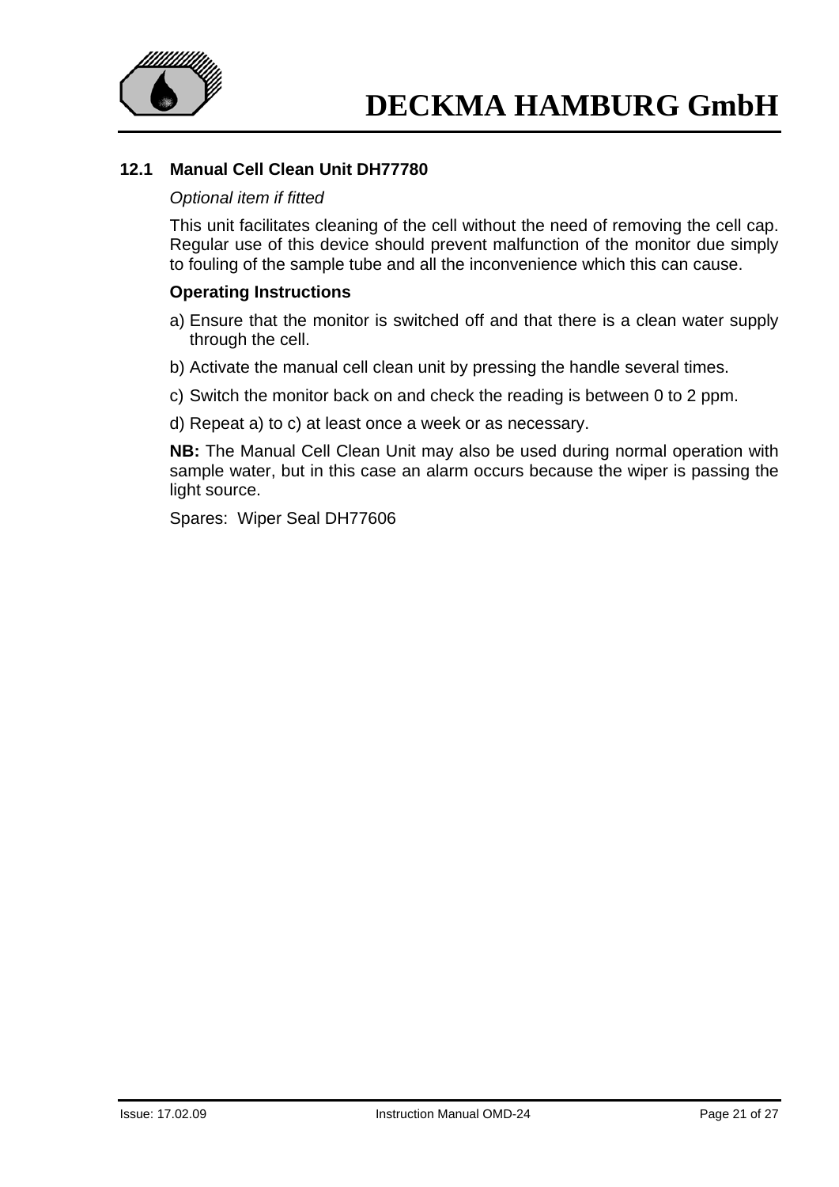## 12.1 Manual Cell Clean Unit DH77780

*Optional item if fitted*

This unit facilitates cleaning of the cell without the need of removing the cell cap. Regular use of this device should prevent malfunction of the monitor due simply to fouling of the sample tube and all the inconvenience which this can cause.

**Operating Instructions**

a) Ensure that the monitor is switched off and that there is a clean water supply through the cell.

b) Activate the manual cell clean unit by pressing the handle several times.

c) Switch the monitor back on and check the reading is between 0 to 2 ppm.

d) Repeat a) to c) at least once a week or as necessary.

**NB:** The Manual Cell Clean Unit may also be used during normal operation with sample water, but in this case an alarm occurs because the wiper is passing the light source.

Spares: Wiper Seal DH77606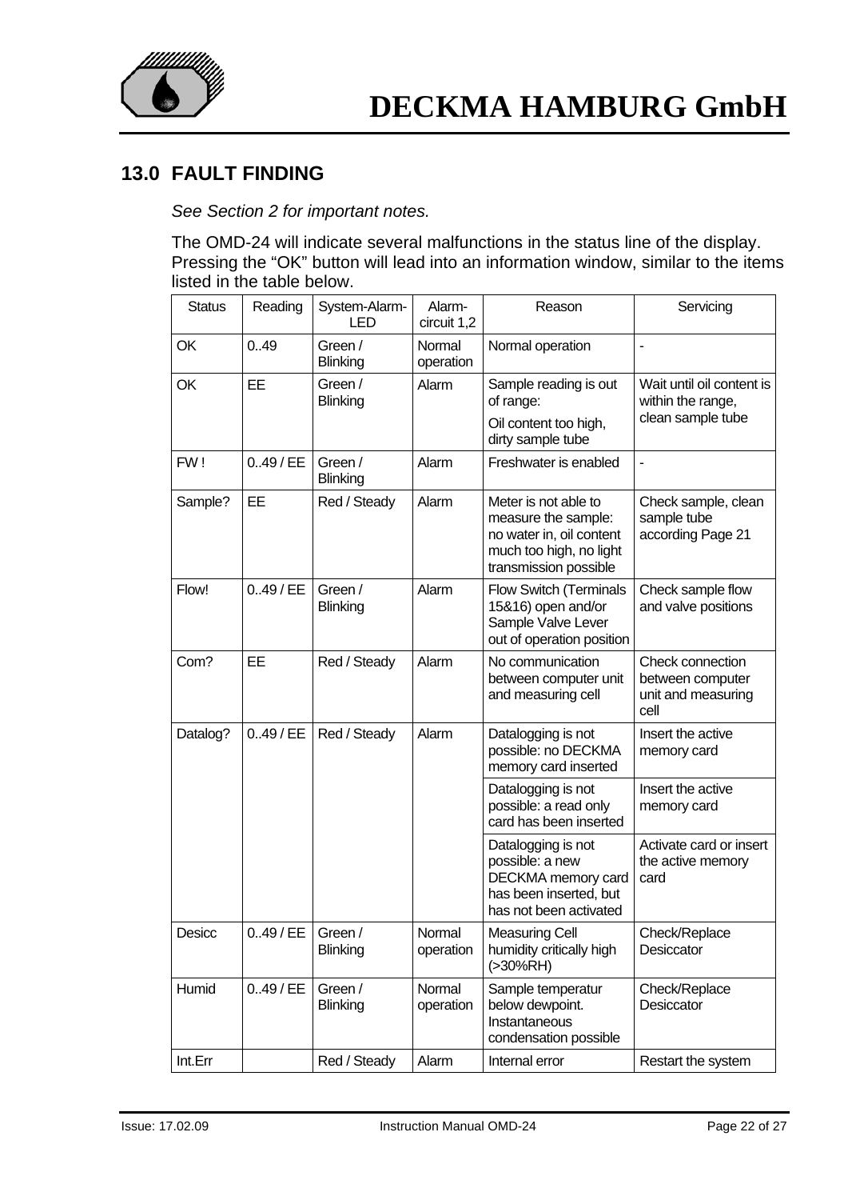## 13.0 FAULT FINDING

*See Section 2 for important notes.*

The OMD-24 will indicate several malfunctions in the status line of the display. Pressing the “OK” button will lead into an information window, similar to the items listed in the table below.

| Status | Reading | System-Alarm-LED | Alarm-circuit 1,2 | Reason | Servicing |
|---|---|---|---|---|---|
| OK | 0..49 | Green / Blinking | Normal operation | Normal operation | - |
| OK | EE | Green / Blinking | Alarm | Sample reading is out of range: Oil content too high, dirty sample tube | Wait until oil content is within the range, clean sample tube |
| FW ! | 0..49 / EE | Green / Blinking | Alarm | Freshwater is enabled | - |
| Sample? | EE | Red / Steady | Alarm | Meter is not able to measure the sample: no water in, oil content much too high, no light transmission possible | Check sample, clean sample tube according Page 21 |
| Flow! | 0..49 / EE | Green / Blinking | Alarm | Flow Switch (Terminals 15&16) open and/or Sample Valve Lever out of operation position | Check sample flow and valve positions |
| Com? | EE | Red / Steady | Alarm | No communication between computer unit and measuring cell | Check connection between computer unit and measuring cell |
| Datalog? | 0..49 / EE | Red / Steady | Alarm | Datalogging is not possible: no DECKMA memory card inserted | Insert the active memory card |
| | | | | Datalogging is not possible: a read only card has been inserted | Insert the active memory card |
| | | | | Datalogging is not possible: a new DECKMA memory card has been inserted, but has not been activated | Activate card or insert the active memory card |
| Desicc | 0..49 / EE | Green / Blinking | Normal operation | Measuring Cell humidity critically high (>30%RH) | Check/Replace Desiccator |
| Humid | 0..49 / EE | Green / Blinking | Normal operation | Sample temperatur below dewpoint. Instantaneous condensation possible | Check/Replace Desiccator |
| Int.Err | | Red / Steady | Alarm | Internal error | Restart the system |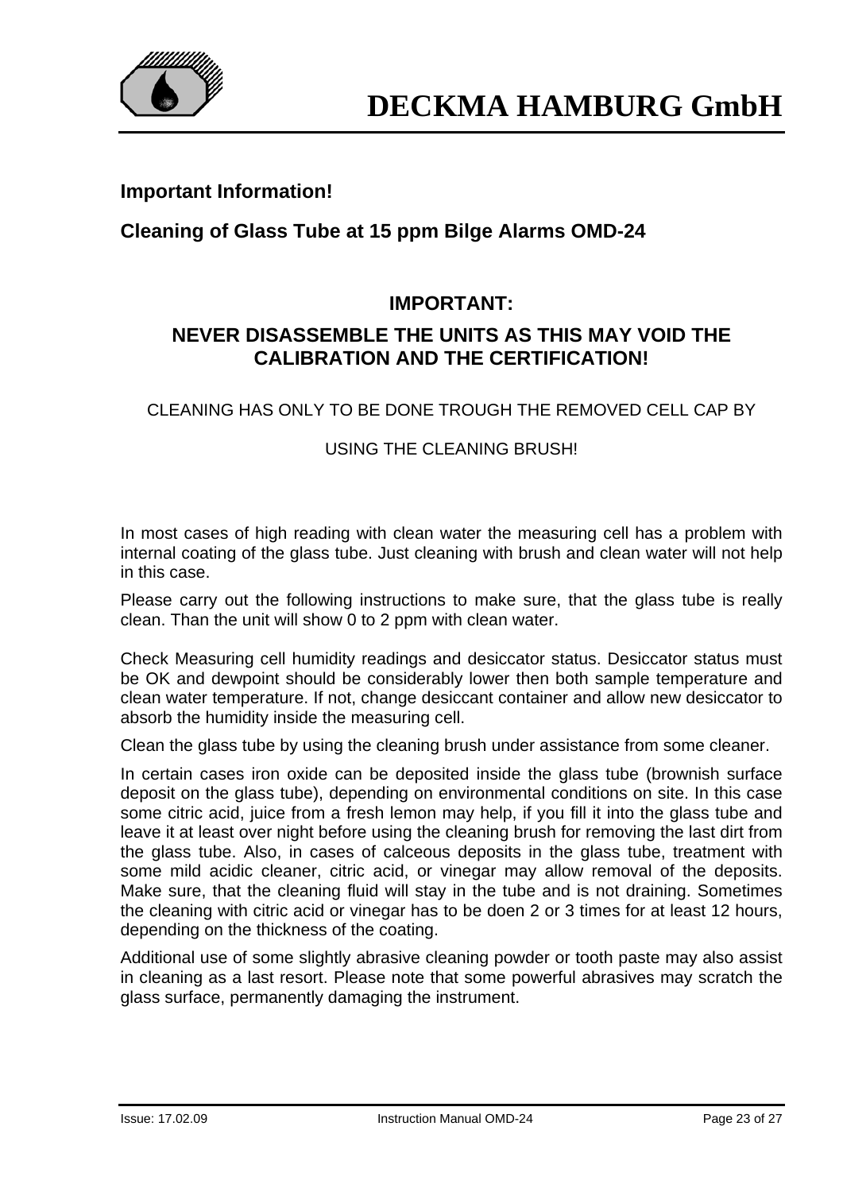**Important Information!**

**Cleaning of Glass Tube at 15 ppm Bilge Alarms OMD-24**

**IMPORTANT:**

**NEVER DISASSEMBLE THE UNITS AS THIS MAY VOID THE CALIBRATION AND THE CERTIFICATION!**

CLEANING HAS ONLY TO BE DONE TROUGH THE REMOVED CELL CAP BY

USING THE CLEANING BRUSH!

In most cases of high reading with clean water the measuring cell has a problem with internal coating of the glass tube. Just cleaning with brush and clean water will not help in this case.

Please carry out the following instructions to make sure, that the glass tube is really clean. Than the unit will show 0 to 2 ppm with clean water.

Check Measuring cell humidity readings and desiccator status. Desiccator status must be OK and dewpoint should be considerably lower then both sample temperature and clean water temperature. If not, change desiccant container and allow new desiccator to absorb the humidity inside the measuring cell.

Clean the glass tube by using the cleaning brush under assistance from some cleaner.

In certain cases iron oxide can be deposited inside the glass tube (brownish surface deposit on the glass tube), depending on environmental conditions on site. In this case some citric acid, juice from a fresh lemon may help, if you fill it into the glass tube and leave it at least over night before using the cleaning brush for removing the last dirt from the glass tube. Also, in cases of calceous deposits in the glass tube, treatment with some mild acidic cleaner, citric acid, or vinegar may allow removal of the deposits. Make sure, that the cleaning fluid will stay in the tube and is not draining. Sometimes the cleaning with citric acid or vinegar has to be doen 2 or 3 times for at least 12 hours, depending on the thickness of the coating.

Additional use of some slightly abrasive cleaning powder or tooth paste may also assist in cleaning as a last resort. Please note that some powerful abrasives may scratch the glass surface, permanently damaging the instrument.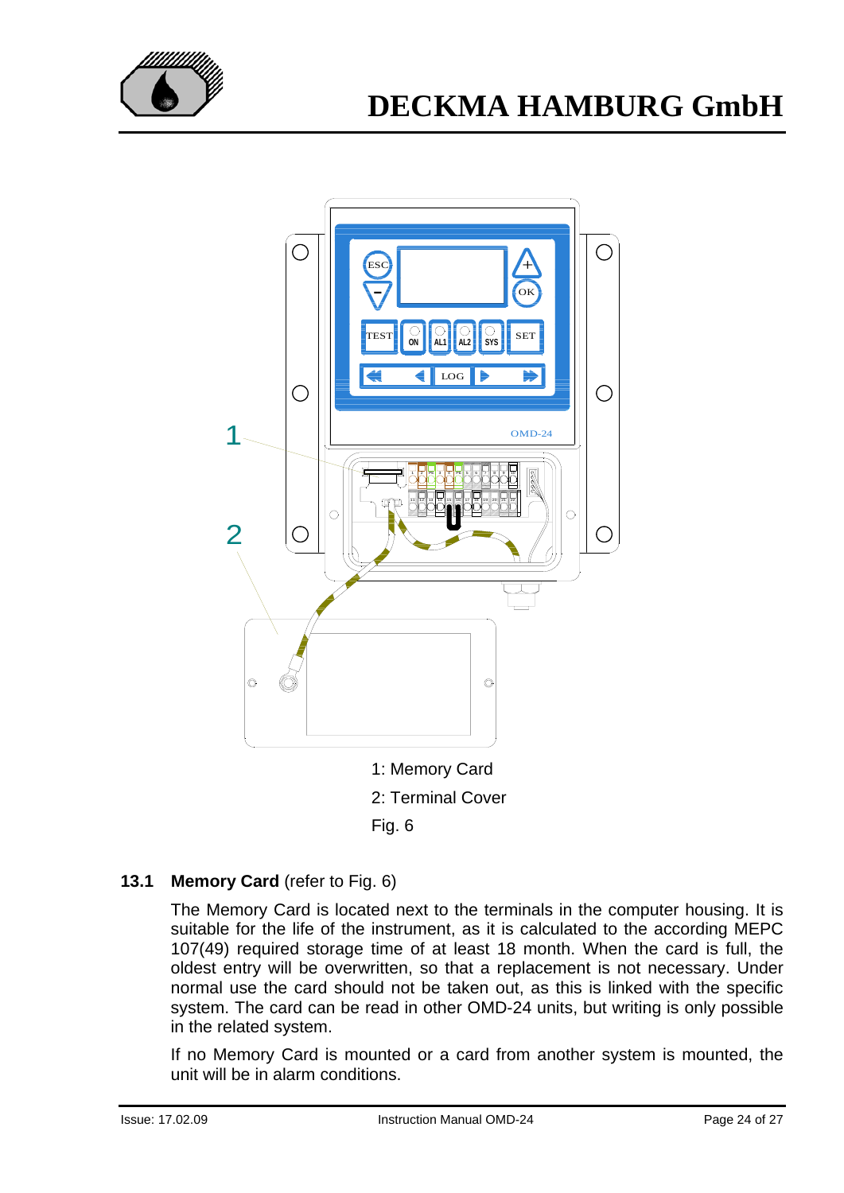1: Memory Card

2: Terminal Cover

Fig. 6

## 13.1 Memory Card (refer to Fig. 6)

The Memory Card is located next to the terminals in the computer housing. It is suitable for the life of the instrument, as it is calculated to the according MEPC 107(49) required storage time of at least 18 month. When the card is full, the oldest entry will be overwritten, so that a replacement is not necessary. Under normal use the card should not be taken out, as this is linked with the specific system. The card can be read in other OMD-24 units, but writing is only possible in the related system.

If no Memory Card is mounted or a card from another system is mounted, the unit will be in alarm conditions.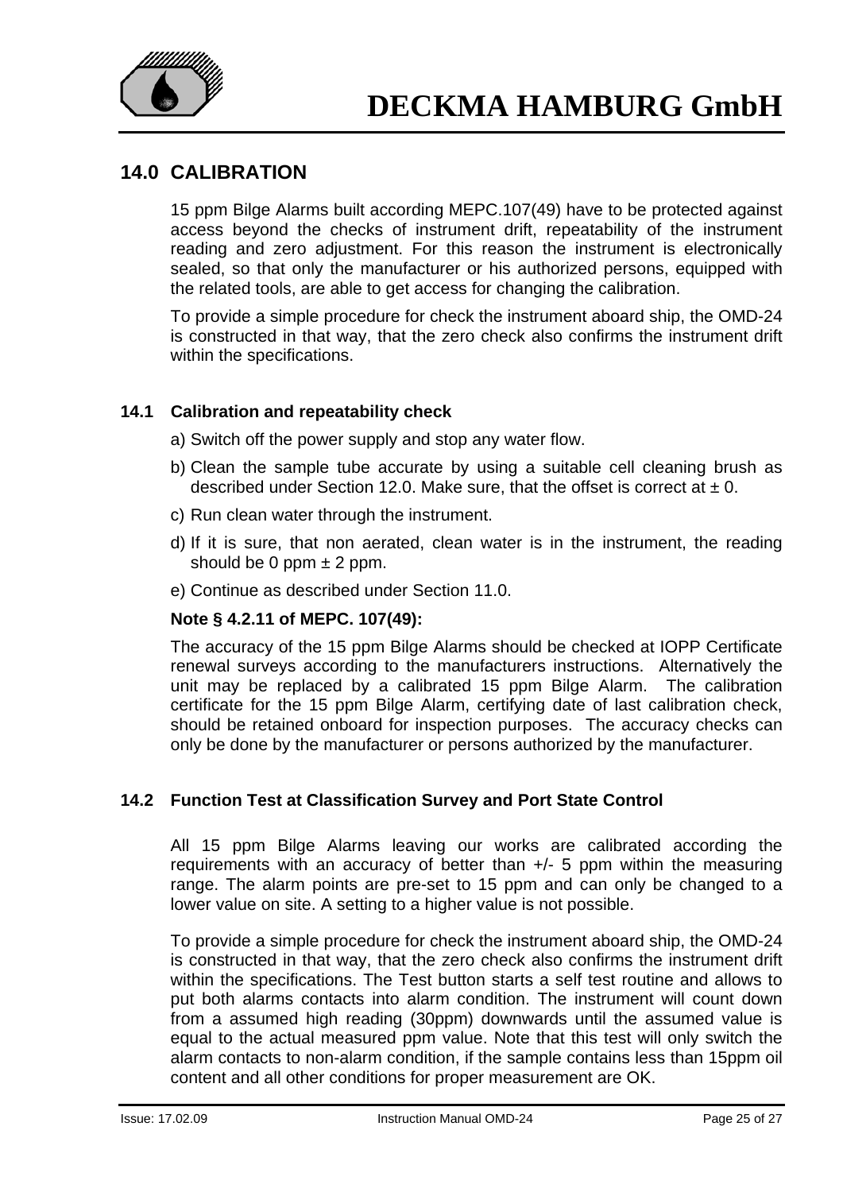## 14.0 CALIBRATION

15 ppm Bilge Alarms built according MEPC.107(49) have to be protected against access beyond the checks of instrument drift, repeatability of the instrument reading and zero adjustment. For this reason the instrument is electronically sealed, so that only the manufacturer or his authorized persons, equipped with the related tools, are able to get access for changing the calibration.

To provide a simple procedure for check the instrument aboard ship, the OMD-24 is constructed in that way, that the zero check also confirms the instrument drift within the specifications.

### 14.1 Calibration and repeatability check

a) Switch off the power supply and stop any water flow.

b) Clean the sample tube accurate by using a suitable cell cleaning brush as described under Section 12.0. Make sure, that the offset is correct at ± 0.

c) Run clean water through the instrument.

d) If it is sure, that non aerated, clean water is in the instrument, the reading should be 0 ppm ± 2 ppm.

e) Continue as described under Section 11.0.

**Note § 4.2.11 of MEPC. 107(49):**

The accuracy of the 15 ppm Bilge Alarms should be checked at IOPP Certificate renewal surveys according to the manufacturers instructions. Alternatively the unit may be replaced by a calibrated 15 ppm Bilge Alarm. The calibration certificate for the 15 ppm Bilge Alarm, certifying date of last calibration check, should be retained onboard for inspection purposes. The accuracy checks can only be done by the manufacturer or persons authorized by the manufacturer.

### 14.2 Function Test at Classification Survey and Port State Control

All 15 ppm Bilge Alarms leaving our works are calibrated according the requirements with an accuracy of better than +/- 5 ppm within the measuring range. The alarm points are pre-set to 15 ppm and can only be changed to a lower value on site. A setting to a higher value is not possible.

To provide a simple procedure for check the instrument aboard ship, the OMD-24 is constructed in that way, that the zero check also confirms the instrument drift within the specifications. The Test button starts a self test routine and allows to put both alarms contacts into alarm condition. The instrument will count down from a assumed high reading (30ppm) downwards until the assumed value is equal to the actual measured ppm value. Note that this test will only switch the alarm contacts to non-alarm condition, if the sample contains less than 15ppm oil content and all other conditions for proper measurement are OK.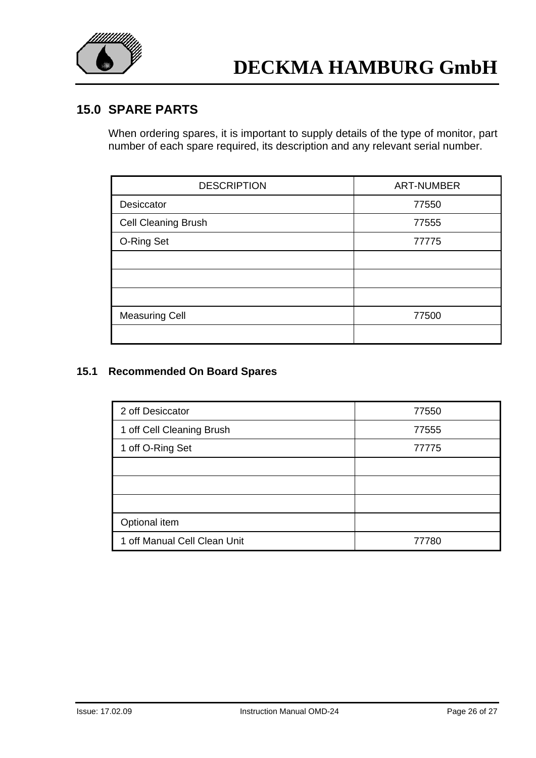## 15.0 SPARE PARTS

When ordering spares, it is important to supply details of the type of monitor, part number of each spare required, its description and any relevant serial number.

| DESCRIPTION | ART-NUMBER |
|---|---|
| Desiccator | 77550 |
| Cell Cleaning Brush | 77555 |
| O-Ring Set | 77775 |
| | |
| | |
| | |
| Measuring Cell | 77500 |
| | |

### 15.1 Recommended On Board Spares

| 2 off Desiccator | 77550 |
|---|---|
| 1 off Cell Cleaning Brush | 77555 |
| 1 off O-Ring Set | 77775 |
| | |
| | |
| | |
| Optional item | |
| 1 off Manual Cell Clean Unit | 77780 |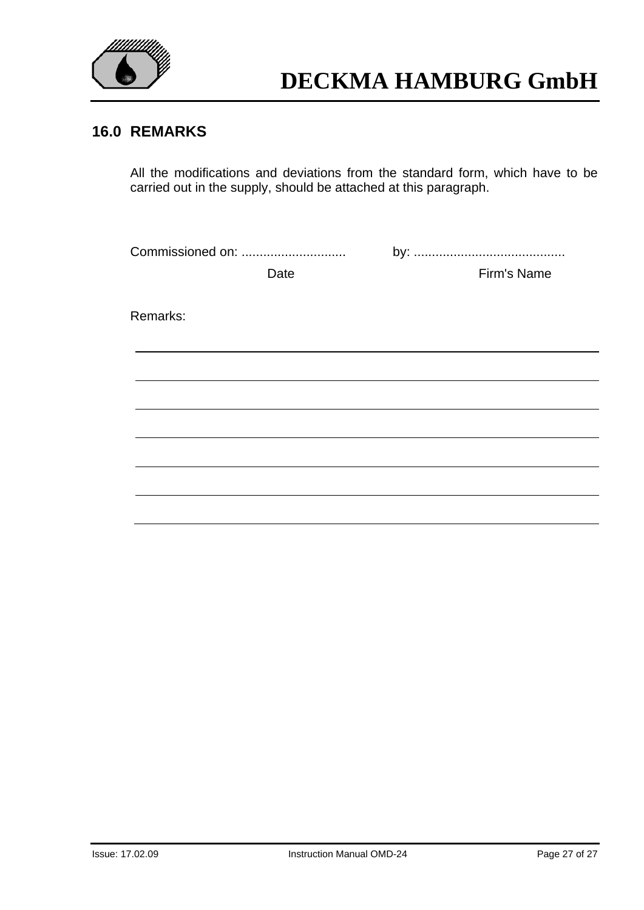## 16.0 REMARKS

All the modifications and deviations from the standard form, which have to be carried out in the supply, should be attached at this paragraph.

Commissioned on: ............................. by: ..........................................

Date Firm's Name

Remarks:

---

---

---

---

---

---

---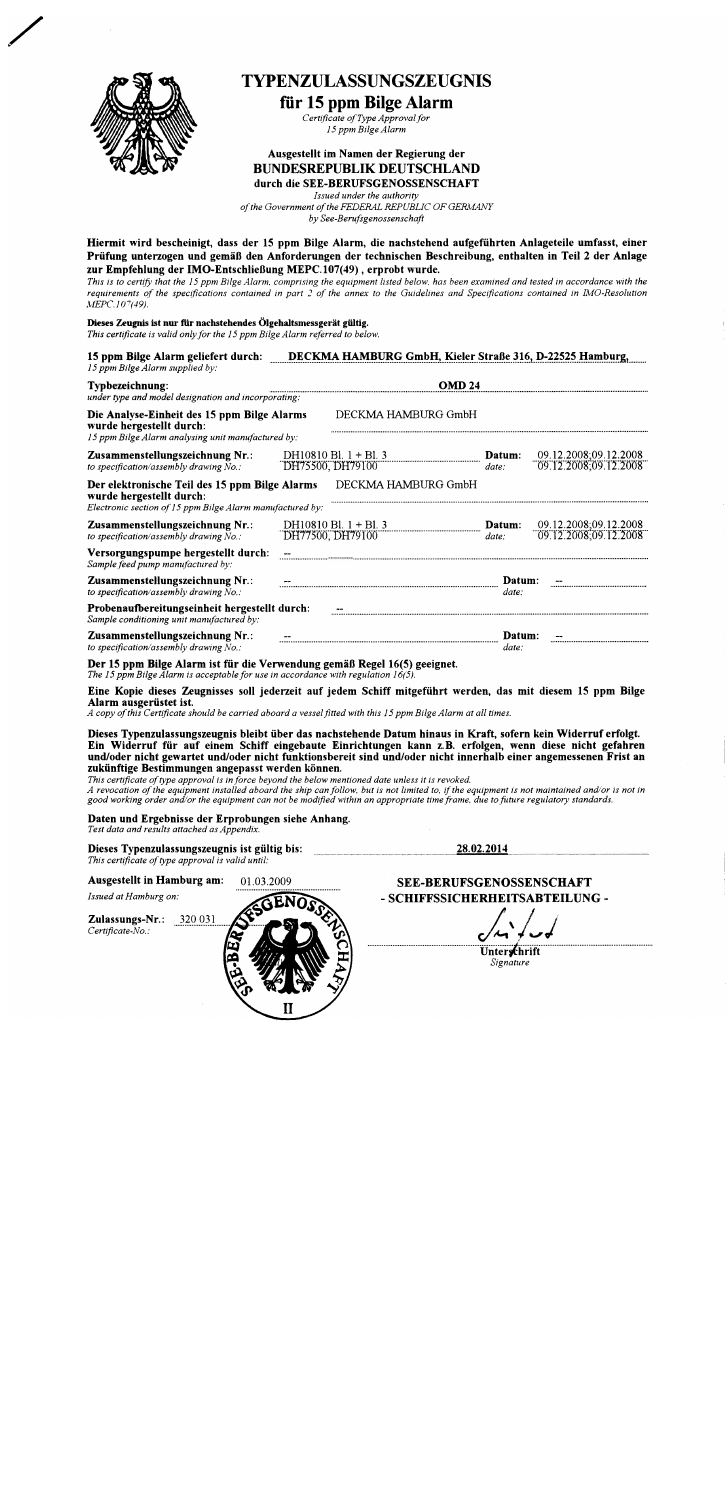# TYPENZULASSUNGSZEUGNIS

## für 15 ppm Bilge Alarm

*Certificate of Type Approval for 15 ppm Bilge Alarm*

**Ausgestellt im Namen der Regierung der**
**BUNDESREPUBLIK DEUTSCHLAND**
**durch die SEE-BERUFSGENOSSENSCHAFT**

*Issued under the authority of the Government of the FEDERAL REPUBLIC OF GERMANY by See-Berufsgenossenschaft*

**Hiermit wird bescheinigt, dass der 15 ppm Bilge Alarm, die nachstehend aufgeführten Anlageteile umfasst, einer Prüfung unterzogen und gemäß den Anforderungen der technischen Beschreibung, enthalten in Teil 2 der Anlage zur Empfehlung der IMO-Entschließung MEPC.107(49), erprobt wurde.**

*This is to certify that the 15 ppm Bilge Alarm, comprising the equipment listed below, has been examined and tested in accordance with the requirements of the specifications contained in part 2 of the annex to the Guidelines and Specifications contained in IMO-Resolution MEPC.107(49).*

**Dieses Zeugnis ist nur für nachstehendes Ölgehaltsmessgerät gültig.**
*This certificate is valid only for the 15 ppm Bilge Alarm referred to below.*

**15 ppm Bilge Alarm geliefert durch:** **DECKMA HAMBURG GmbH, Kieler Straße 316, D-22525 Hamburg**
*15 ppm Bilge Alarm supplied by:*

**Typbezeichnung:** **OMD 24**
*under type and model designation and incorporating:*

**Die Analyse-Einheit des 15 ppm Bilge Alarms wurde hergestellt durch:** DECKMA HAMBURG GmbH
*15 ppm Bilge Alarm analysing unit manufactured by:*

**Zusammenstellungszeichnung Nr.:** DH10810 Bl. 1 + Bl. 3, DH75500, DH79100 — **Datum:** 09.12.2008; 09.12.2008; 09.12.2008
*to specification/assembly drawing No.: — date:*

**Der elektronische Teil des 15 ppm Bilge Alarms wurde hergestellt durch:** DECKMA HAMBURG GmbH
*Electronic section of 15 ppm Bilge Alarm manufactured by:*

**Zusammenstellungszeichnung Nr.:** DH10810 Bl. 1 + Bl. 3, DH77500, DH79100 — **Datum:** 09.12.2008; 09.12.2008; 09.12.2008
*to specification/assembly drawing No.: — date:*

**Versorgungspumpe hergestellt durch:** --
*Sample feed pump manufactured by:*

**Zusammenstellungszeichnung Nr.:** -- — **Datum:** --
*to specification/assembly drawing No.: — date:*

**Probenaufbereitungseinheit hergestellt durch:** --
*Sample conditioning unit manufactured by:*

**Zusammenstellungszeichnung Nr.:** -- — **Datum:** --
*to specification/assembly drawing No.: — date:*

**Der 15 ppm Bilge Alarm ist für die Verwendung gemäß Regel 16(5) geeignet.**
*The 15 ppm Bilge Alarm is acceptable for use in accordance with regulation 16(5).*

**Eine Kopie dieses Zeugnisses soll jederzeit auf jedem Schiff mitgeführt werden, das mit diesem 15 ppm Bilge Alarm ausgerüstet ist.**
*A copy of this Certificate should be carried aboard a vessel fitted with this 15 ppm Bilge Alarm at all times.*

**Dieses Typenzulassungszeugnis bleibt über das nachstehende Datum hinaus in Kraft, sofern kein Widerruf erfolgt. Ein Widerruf für auf einem Schiff eingebaute Einrichtungen kann z.B. erfolgen, wenn diese nicht gefahren und/oder nicht gewartet und/oder nicht funktionsbereit sind und/oder nicht innerhalb einer angemessenen Frist an zukünftige Bestimmungen angepasst werden können.**

*This certificate of type approval is in force beyond the below mentioned date unless it is revoked.*
*A revocation of the equipment installed aboard the ship can follow, but is not limited to, if the equipment is not maintained and/or is not in good working order and/or the equipment can not be modified within an appropriate time frame, due to future regulatory standards.*

**Daten und Ergebnisse der Erprobungen siehe Anhang.**
*Test data and results attached as Appendix.*

**Dieses Typenzulassungszeugnis ist gültig bis:** **28.02.2014**
*This certificate of type approval is valid until:*

**Ausgestellt in Hamburg am:** 01.03.2009
*Issued at Hamburg on:*

**Zulassungs-Nr.:** 320 031
*Certificate-No.:*

**SEE-BERUFSGENOSSENSCHAFT**
**- SCHIFFSSICHERHEITSABTEILUNG -**

**Unterschrift**
*Signature*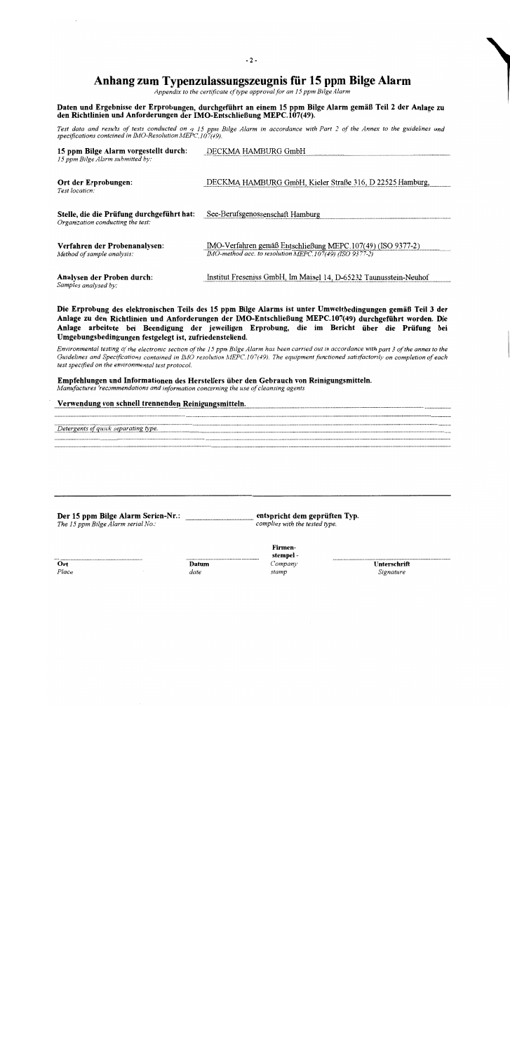# Anhang zum Typenzulassungszeugnis für 15 ppm Bilge Alarm

*Appendix to the certificate of type approval for an 15 ppm Bilge Alarm*

**Daten und Ergebnisse der Erprobungen, durchgeführt an einem 15 ppm Bilge Alarm gemäß Teil 2 der Anlage zu den Richtlinien und Anforderungen der IMO-Entschließung MEPC.107(49).**

*Test data and results of tests conducted on a 15 ppm Bilge Alarm in accordance with Part 2 of the Annex to the guidelines and specifications contained in IMO-Resolution MEPC.107(49).*

| | |
|---|---|
| **15 ppm Bilge Alarm vorgestellt durch:** *15 ppm Bilge Alarm submitted by:* | DECKMA HAMBURG GmbH |
| **Ort der Erprobungen:** *Test location:* | DECKMA HAMBURG GmbH, Kieler Straße 316, D 22525 Hamburg, |
| **Stelle, die die Prüfung durchgeführt hat:** *Organization conducting the test:* | See-Berufsgenossenschaft Hamburg |
| **Verfahren der Probenanalysen:** *Method of sample analysis:* | IMO-Verfahren gemäß Entschließung MEPC.107(49) (ISO 9377-2) *IMO-method acc. to resolution MEPC.107(49) (ISO 9377-2)* |
| **Analysen der Proben durch:** *Samples analysed by:* | Institut Fresenius GmbH, Im Maisel 14, D-65232 Taunusstein-Neuhof |

**Die Erprobung des elektronischen Teils des 15 ppm Bilge Alarms ist unter Umweltbedingungen gemäß Teil 3 der Anlage zu den Richtlinien und Anforderungen der IMO-Entschließung MEPC.107(49) durchgeführt worden. Die Anlage arbeitete bei Beendigung der jeweiligen Erprobung, die im Bericht über die Prüfung bei Umgebungsbedingungen festgelegt ist, zufriedenstellend.**

*Environmental testing of the electronic section of the 15 ppm Bilge Alarm has been carried out in accordance with part 3 of the annex to the Guidelines and Specifications contained in IMO resolution MEPC.107(49). The equipment functioned satisfactorily on completion of each test specified on the environmental test protocol.*

**Empfehlungen und Informationen des Herstellers über den Gebrauch von Reinigungsmitteln.**
*Manufactures 'recommendations and information concerning the use of cleansing agents*

**Verwendung von schnell trennenden Reinigungsmitteln.**

*Detergents of quick separating type.*

**Der 15 ppm Bilge Alarm Serien-Nr.:** ............ **entspricht dem geprüften Typ.**
*The 15 ppm Bilge Alarm serial No.:* ............ *complies with the tested type.*

| ............ | ............ | **Firmen-stempel** - | ............ |
|---|---|---|---|
| **Ort** *Place* | **Datum** *date* | *Company stamp* | **Unterschrift** *Signature* |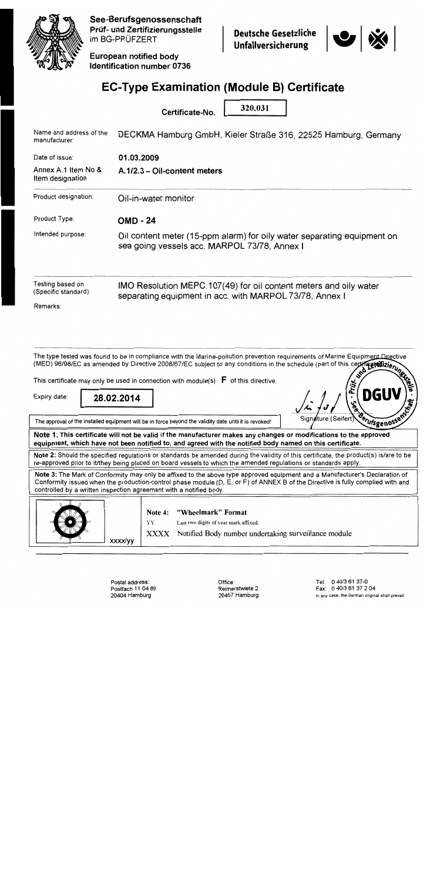See-Berufsgenossenschaft
Prüf- und Zertifizierungsstelle
im BG-PRÜFZERT

European notified body
Identification number 0736

Deutsche Gesetzliche Unfallversicherung

# EC-Type Examination (Module B) Certificate

Certificate-No. **320.031**

| | |
|---|---|
| Name and address of the manufacturer: | DECKMA Hamburg GmbH, Kieler Straße 316, 22525 Hamburg, Germany |
| Date of issue: | **01.03.2009** |
| Annex A.1 Item No & Item designation | **A.1/2.3 – Oil-content meters** |
| Product designation: | Oil-in-water monitor |
| Product Type: | **OMD - 24** |
| Intended purpose: | Oil content meter (15-ppm alarm) for oily water separating equipment on sea going vessels acc. MARPOL 73/78, Annex I |
| Testing based on (Specific standard): | IMO Resolution MEPC.107(49) for oil content meters and oily water separating equipment in acc. with MARPOL 73/78, Annex I |
| Remarks: | |

The type tested was found to be in compliance with the Marine-pollution prevention requirements of Marine Equipment Directive (MED) 96/98/EC as amended by Directive 2008/67/EC subject to any conditions in the schedule (part of this certificate).

This certificate may only be used in connection with module(s) **F** of this directive.

Expiry date: **28.02.2014**

Signature (Seifert)

The approval of the installed equipment will be in force beyond the validity date until it is revoked!

**Note 1: This certificate will not be valid if the manufacturer makes any changes or modifications to the approved equipment, which have not been notified to, and agreed with the notified body named on this certificate.**

**Note 2:** Should the specified regulations or standards be amended during the validity of this certificate, the product(s) is/are to be re-approved prior to it/they being placed on board vessels to which the amended regulations or standards apply.

**Note 3:** The Mark of Conformity may only be affixed to the above type approved equipment and a Manufacturer's Declaration of Conformity issued when the production-control phase module (D, E, or F) of ANNEX B of the Directive is fully complied with and controlled by a written inspection agreement with a notified body.

xxxx/yy

**Note 4: "Wheelmark" Format**
YY Last two digits of year mark affixed.
XXXX Notified Body number undertaking surveillance module

Postal address:
Postfach 11 04 89
20404 Hamburg

Office:
Reimerstwiete 2
20457 Hamburg

Tel: 0 40/3 61 37-0
Fax: 0 40/3 61 37 2 04
In any case, the German original shall prevail.